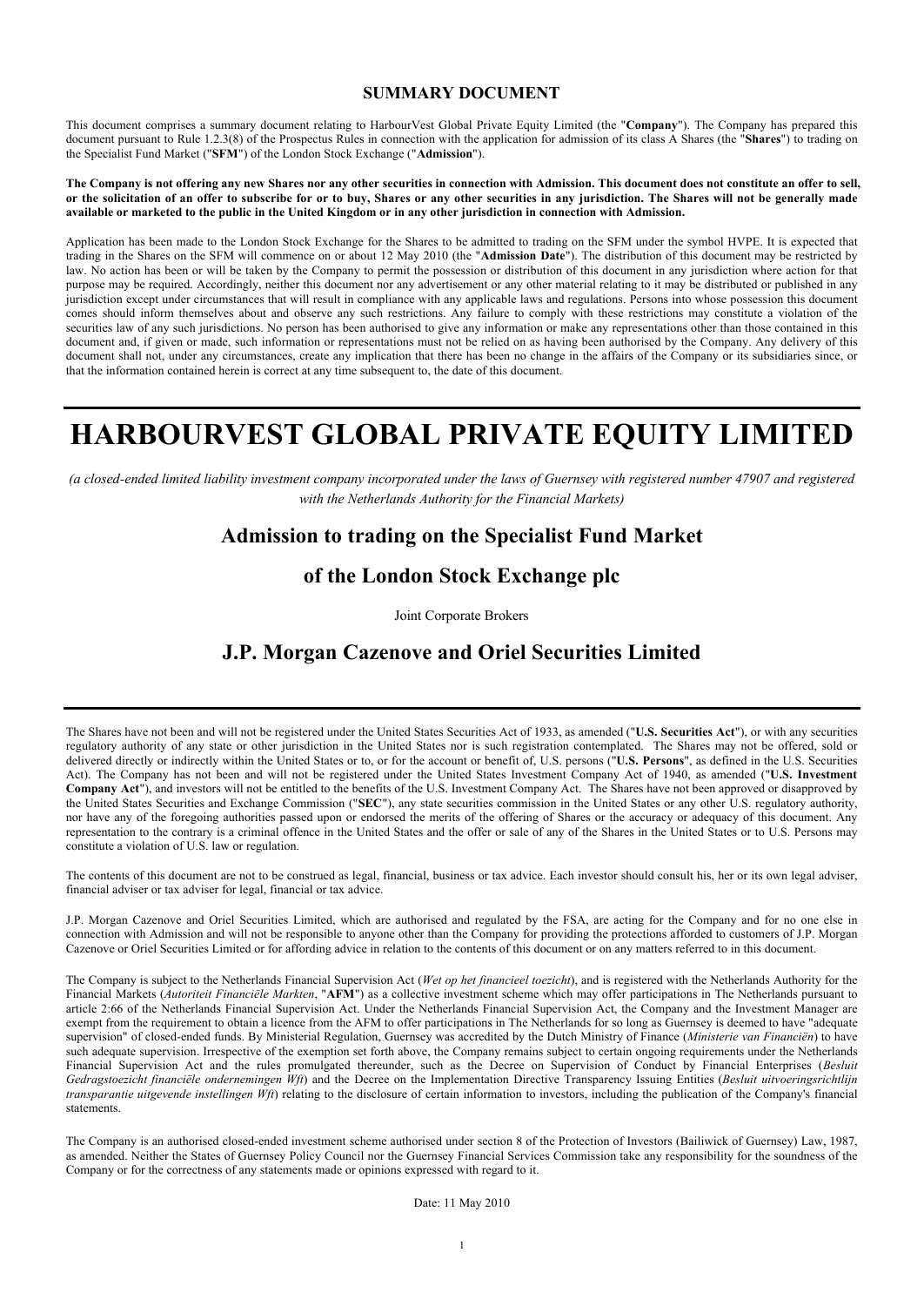**SUMMARY DOCUMENT**

This document comprises a summary document relating to HarbourVest Global Private Equity Limited (the "**Company**"). The Company has prepared this document pursuant to Rule 1.2.3(8) of the Prospectus Rules in connection with the application for admission of its class A Shares (the "**Shares**") to trading on the Specialist Fund Market ("**SFM**") of the London Stock Exchange ("**Admission**").

**The Company is not offering any new Shares nor any other securities in connection with Admission. This document does not constitute an offer to sell, or the solicitation of an offer to subscribe for or to buy, Shares or any other securities in any jurisdiction. The Shares will not be generally made available or marketed to the public in the United Kingdom or in any other jurisdiction in connection with Admission.**

Application has been made to the London Stock Exchange for the Shares to be admitted to trading on the SFM under the symbol HVPE. It is expected that trading in the Shares on the SFM will commence on or about 12 May 2010 (the "**Admission Date**"). The distribution of this document may be restricted by law. No action has been or will be taken by the Company to permit the possession or distribution of this document in any jurisdiction where action for that purpose may be required. Accordingly, neither this document nor any advertisement or any other material relating to it may be distributed or published in any jurisdiction except under circumstances that will result in compliance with any applicable laws and regulations. Persons into whose possession this document comes should inform themselves about and observe any such restrictions. Any failure to comply with these restrictions may constitute a violation of the securities law of any such jurisdictions. No person has been authorised to give any information or make any representations other than those contained in this document and, if given or made, such information or representations must not be relied on as having been authorised by the Company. Any delivery of this document shall not, under any circumstances, create any implication that there has been no change in the affairs of the Company or its subsidiaries since, or that the information contained herein is correct at any time subsequent to, the date of this document.

# HARBOURVEST GLOBAL PRIVATE EQUITY LIMITED

*(a closed-ended limited liability investment company incorporated under the laws of Guernsey with registered number 47907 and registered with the Netherlands Authority for the Financial Markets)*

## Admission to trading on the Specialist Fund Market

## of the London Stock Exchange plc

Joint Corporate Brokers

## J.P. Morgan Cazenove and Oriel Securities Limited

The Shares have not been and will not be registered under the United States Securities Act of 1933, as amended ("**U.S. Securities Act**"), or with any securities regulatory authority of any state or other jurisdiction in the United States nor is such registration contemplated. The Shares may not be offered, sold or delivered directly or indirectly within the United States or to, or for the account or benefit of, U.S. persons ("**U.S. Persons**", as defined in the U.S. Securities Act). The Company has not been and will not be registered under the United States Investment Company Act of 1940, as amended ("**U.S. Investment Company Act**"), and investors will not be entitled to the benefits of the U.S. Investment Company Act. The Shares have not been approved or disapproved by the United States Securities and Exchange Commission ("**SEC**"), any state securities commission in the United States or any other U.S. regulatory authority, nor have any of the foregoing authorities passed upon or endorsed the merits of the offering of Shares or the accuracy or adequacy of this document. Any representation to the contrary is a criminal offence in the United States and the offer or sale of any of the Shares in the United States or to U.S. Persons may constitute a violation of U.S. law or regulation.

The contents of this document are not to be construed as legal, financial, business or tax advice. Each investor should consult his, her or its own legal adviser, financial adviser or tax adviser for legal, financial or tax advice.

J.P. Morgan Cazenove and Oriel Securities Limited, which are authorised and regulated by the FSA, are acting for the Company and for no one else in connection with Admission and will not be responsible to anyone other than the Company for providing the protections afforded to customers of J.P. Morgan Cazenove or Oriel Securities Limited or for affording advice in relation to the contents of this document or on any matters referred to in this document.

The Company is subject to the Netherlands Financial Supervision Act (*Wet op het financieel toezicht*), and is registered with the Netherlands Authority for the Financial Markets (*Autoriteit Financiële Markten*, "**AFM**") as a collective investment scheme which may offer participations in The Netherlands pursuant to article 2:66 of the Netherlands Financial Supervision Act. Under the Netherlands Financial Supervision Act, the Company and the Investment Manager are exempt from the requirement to obtain a licence from the AFM to offer participations in The Netherlands for so long as Guernsey is deemed to have "adequate supervision" of closed-ended funds. By Ministerial Regulation, Guernsey was accredited by the Dutch Ministry of Finance (*Ministerie van Financiën*) to have such adequate supervision. Irrespective of the exemption set forth above, the Company remains subject to certain ongoing requirements under the Netherlands Financial Supervision Act and the rules promulgated thereunder, such as the Decree on Supervision of Conduct by Financial Enterprises (*Besluit Gedragstoezicht financiële ondernemingen Wft*) and the Decree on the Implementation Directive Transparency Issuing Entities (*Besluit uitvoeringsrichtlijn transparantie uitgevende instellingen Wft*) relating to the disclosure of certain information to investors, including the publication of the Company's financial statements.

The Company is an authorised closed-ended investment scheme authorised under section 8 of the Protection of Investors (Bailiwick of Guernsey) Law, 1987, as amended. Neither the States of Guernsey Policy Council nor the Guernsey Financial Services Commission take any responsibility for the soundness of the Company or for the correctness of any statements made or opinions expressed with regard to it.

Date: 11 May 2010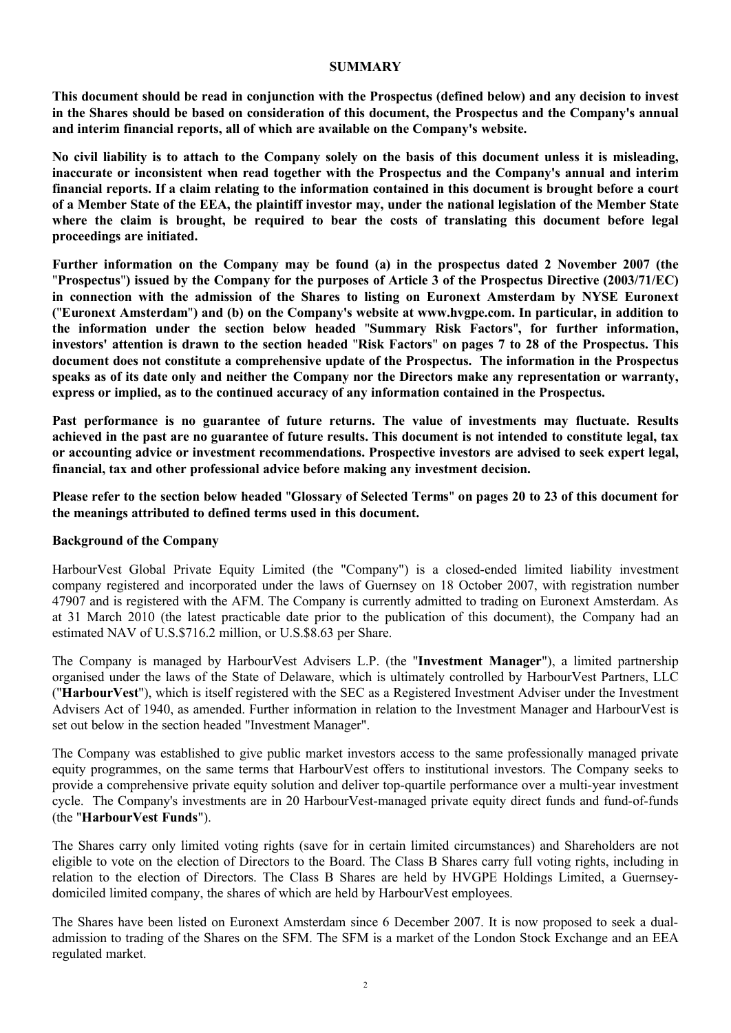## SUMMARY

**This document should be read in conjunction with the Prospectus (defined below) and any decision to invest in the Shares should be based on consideration of this document, the Prospectus and the Company's annual and interim financial reports, all of which are available on the Company's website.**

**No civil liability is to attach to the Company solely on the basis of this document unless it is misleading, inaccurate or inconsistent when read together with the Prospectus and the Company's annual and interim financial reports. If a claim relating to the information contained in this document is brought before a court of a Member State of the EEA, the plaintiff investor may, under the national legislation of the Member State where the claim is brought, be required to bear the costs of translating this document before legal proceedings are initiated.**

**Further information on the Company may be found (a) in the prospectus dated 2 November 2007 (the "Prospectus") issued by the Company for the purposes of Article 3 of the Prospectus Directive (2003/71/EC) in connection with the admission of the Shares to listing on Euronext Amsterdam by NYSE Euronext ("Euronext Amsterdam") and (b) on the Company's website at www.hvgpe.com. In particular, in addition to the information under the section below headed "Summary Risk Factors", for further information, investors' attention is drawn to the section headed "Risk Factors" on pages 7 to 28 of the Prospectus. This document does not constitute a comprehensive update of the Prospectus. The information in the Prospectus speaks as of its date only and neither the Company nor the Directors make any representation or warranty, express or implied, as to the continued accuracy of any information contained in the Prospectus.**

**Past performance is no guarantee of future returns. The value of investments may fluctuate. Results achieved in the past are no guarantee of future results. This document is not intended to constitute legal, tax or accounting advice or investment recommendations. Prospective investors are advised to seek expert legal, financial, tax and other professional advice before making any investment decision.**

**Please refer to the section below headed "Glossary of Selected Terms" on pages 20 to 23 of this document for the meanings attributed to defined terms used in this document.**

### Background of the Company

HarbourVest Global Private Equity Limited (the "Company") is a closed-ended limited liability investment company registered and incorporated under the laws of Guernsey on 18 October 2007, with registration number 47907 and is registered with the AFM. The Company is currently admitted to trading on Euronext Amsterdam. As at 31 March 2010 (the latest practicable date prior to the publication of this document), the Company had an estimated NAV of U.S.$716.2 million, or U.S.$8.63 per Share.

The Company is managed by HarbourVest Advisers L.P. (the "**Investment Manager**"), a limited partnership organised under the laws of the State of Delaware, which is ultimately controlled by HarbourVest Partners, LLC ("**HarbourVest**"), which is itself registered with the SEC as a Registered Investment Adviser under the Investment Advisers Act of 1940, as amended. Further information in relation to the Investment Manager and HarbourVest is set out below in the section headed "Investment Manager".

The Company was established to give public market investors access to the same professionally managed private equity programmes, on the same terms that HarbourVest offers to institutional investors. The Company seeks to provide a comprehensive private equity solution and deliver top-quartile performance over a multi-year investment cycle. The Company's investments are in 20 HarbourVest-managed private equity direct funds and fund-of-funds (the "**HarbourVest Funds**").

The Shares carry only limited voting rights (save for in certain limited circumstances) and Shareholders are not eligible to vote on the election of Directors to the Board. The Class B Shares carry full voting rights, including in relation to the election of Directors. The Class B Shares are held by HVGPE Holdings Limited, a Guernsey-domiciled limited company, the shares of which are held by HarbourVest employees.

The Shares have been listed on Euronext Amsterdam since 6 December 2007. It is now proposed to seek a dual-admission to trading of the Shares on the SFM. The SFM is a market of the London Stock Exchange and an EEA regulated market.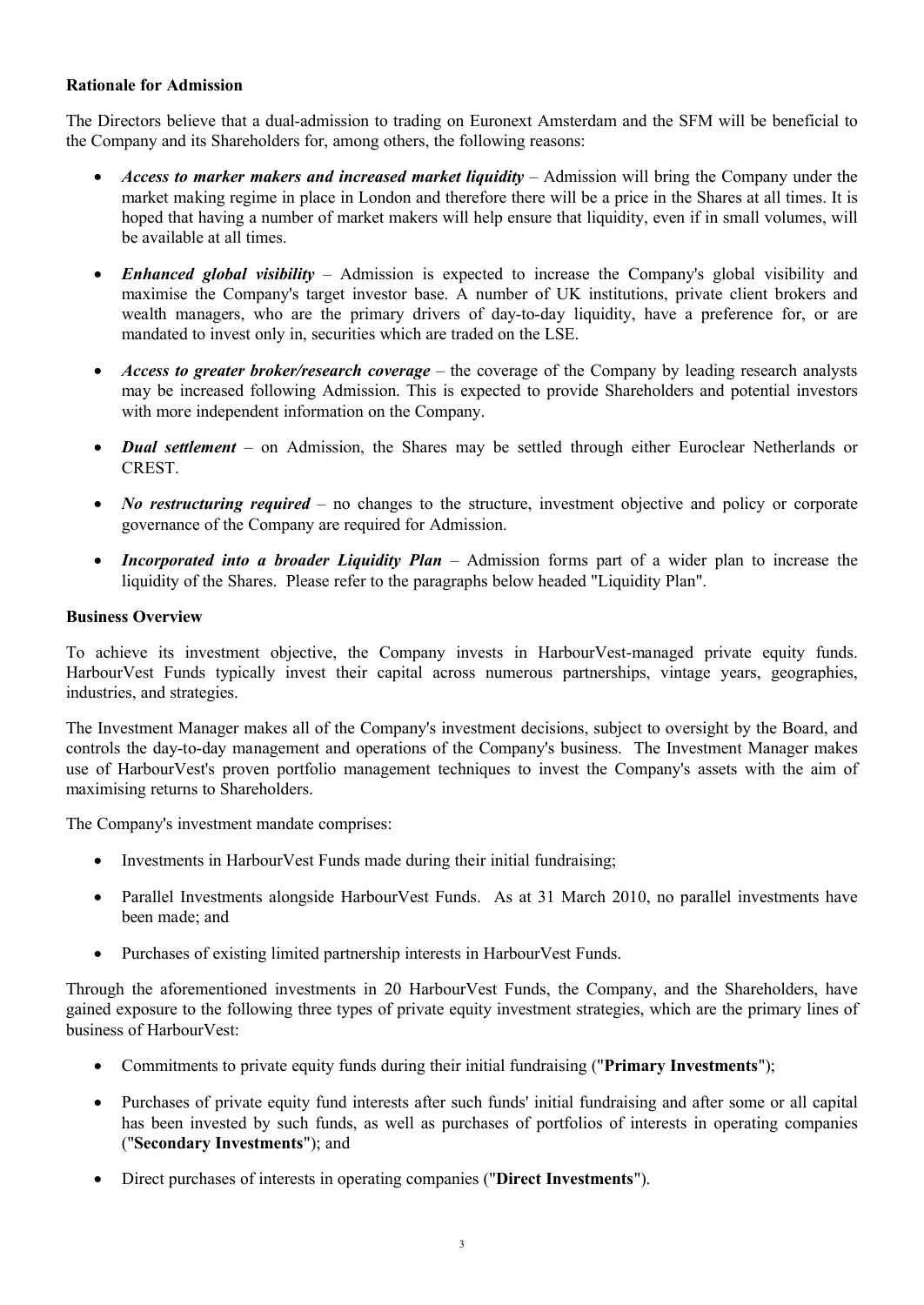**Rationale for Admission**

The Directors believe that a dual-admission to trading on Euronext Amsterdam and the SFM will be beneficial to the Company and its Shareholders for, among others, the following reasons:

- ***Access to marker makers and increased market liquidity*** – Admission will bring the Company under the market making regime in place in London and therefore there will be a price in the Shares at all times. It is hoped that having a number of market makers will help ensure that liquidity, even if in small volumes, will be available at all times.
- ***Enhanced global visibility*** – Admission is expected to increase the Company's global visibility and maximise the Company's target investor base. A number of UK institutions, private client brokers and wealth managers, who are the primary drivers of day-to-day liquidity, have a preference for, or are mandated to invest only in, securities which are traded on the LSE.
- ***Access to greater broker/research coverage*** – the coverage of the Company by leading research analysts may be increased following Admission. This is expected to provide Shareholders and potential investors with more independent information on the Company.
- ***Dual settlement*** – on Admission, the Shares may be settled through either Euroclear Netherlands or CREST.
- ***No restructuring required*** – no changes to the structure, investment objective and policy or corporate governance of the Company are required for Admission.
- ***Incorporated into a broader Liquidity Plan*** – Admission forms part of a wider plan to increase the liquidity of the Shares. Please refer to the paragraphs below headed "Liquidity Plan".

**Business Overview**

To achieve its investment objective, the Company invests in HarbourVest-managed private equity funds. HarbourVest Funds typically invest their capital across numerous partnerships, vintage years, geographies, industries, and strategies.

The Investment Manager makes all of the Company's investment decisions, subject to oversight by the Board, and controls the day-to-day management and operations of the Company's business. The Investment Manager makes use of HarbourVest's proven portfolio management techniques to invest the Company's assets with the aim of maximising returns to Shareholders.

The Company's investment mandate comprises:

- Investments in HarbourVest Funds made during their initial fundraising;
- Parallel Investments alongside HarbourVest Funds. As at 31 March 2010, no parallel investments have been made; and
- Purchases of existing limited partnership interests in HarbourVest Funds.

Through the aforementioned investments in 20 HarbourVest Funds, the Company, and the Shareholders, have gained exposure to the following three types of private equity investment strategies, which are the primary lines of business of HarbourVest:

- Commitments to private equity funds during their initial fundraising ("**Primary Investments**");
- Purchases of private equity fund interests after such funds' initial fundraising and after some or all capital has been invested by such funds, as well as purchases of portfolios of interests in operating companies ("**Secondary Investments**"); and
- Direct purchases of interests in operating companies ("**Direct Investments**").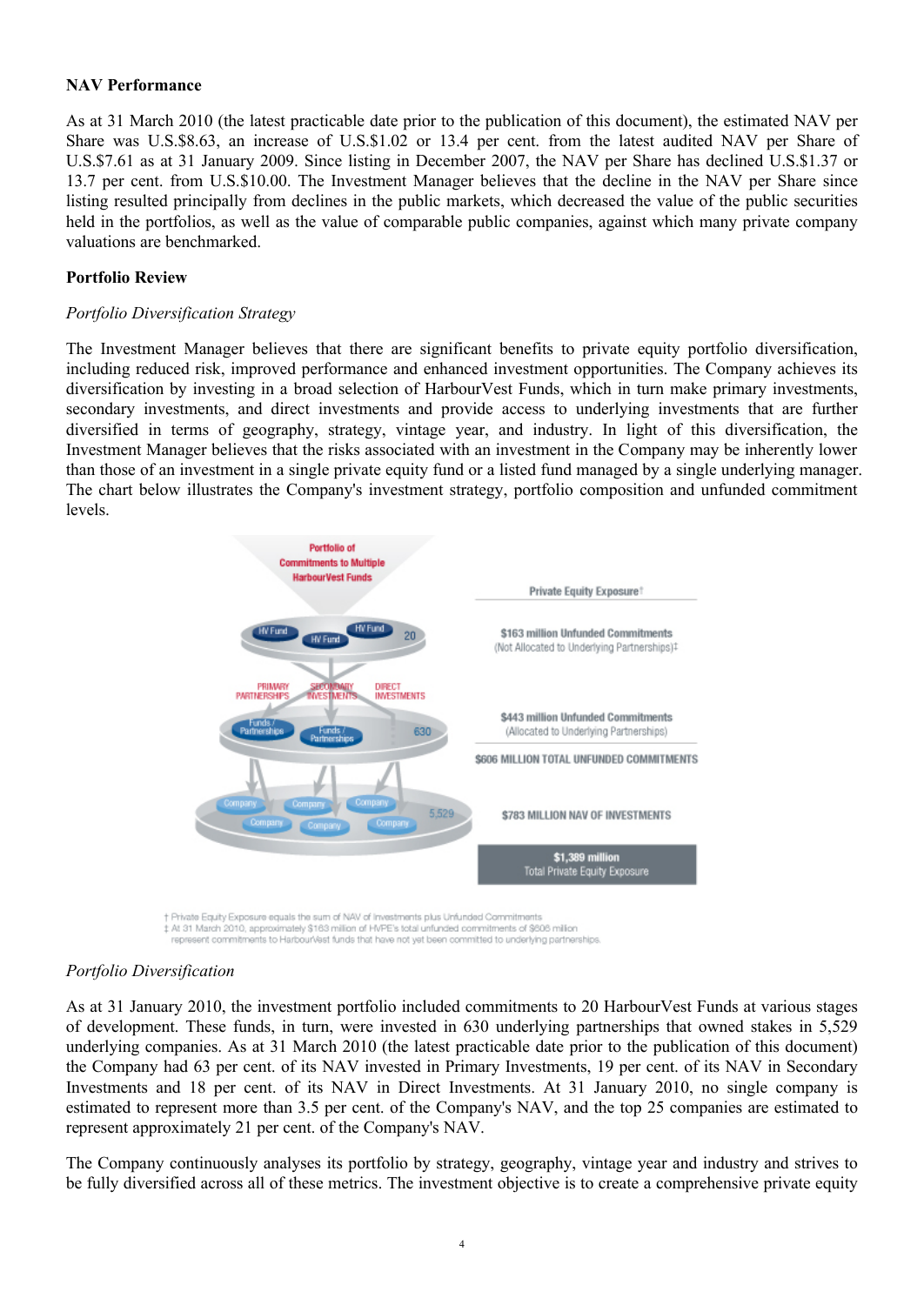**NAV Performance**

As at 31 March 2010 (the latest practicable date prior to the publication of this document), the estimated NAV per Share was U.S.$8.63, an increase of U.S.$1.02 or 13.4 per cent. from the latest audited NAV per Share of U.S.$7.61 as at 31 January 2009. Since listing in December 2007, the NAV per Share has declined U.S.$1.37 or 13.7 per cent. from U.S.$10.00. The Investment Manager believes that the decline in the NAV per Share since listing resulted principally from declines in the public markets, which decreased the value of the public securities held in the portfolios, as well as the value of comparable public companies, against which many private company valuations are benchmarked.

**Portfolio Review**

*Portfolio Diversification Strategy*

The Investment Manager believes that there are significant benefits to private equity portfolio diversification, including reduced risk, improved performance and enhanced investment opportunities. The Company achieves its diversification by investing in a broad selection of HarbourVest Funds, which in turn make primary investments, secondary investments, and direct investments and provide access to underlying investments that are further diversified in terms of geography, strategy, vintage year, and industry. In light of this diversification, the Investment Manager believes that the risks associated with an investment in the Company may be inherently lower than those of an investment in a single private equity fund or a listed fund managed by a single underlying manager. The chart below illustrates the Company's investment strategy, portfolio composition and unfunded commitment levels.

Portfolio of Commitments to Multiple HarbourVest Funds

HV Fund | HV Fund | HV Fund — 20

PRIMARY PARTNERSHIPS | SECONDARY INVESTMENTS | DIRECT INVESTMENTS

Funds / Partnerships | Funds / Partnerships — 630

Company | Company | Company | Company | Company | Company — 5,529

**Private Equity Exposure†**

$163 million Unfunded Commitments (Not Allocated to Underlying Partnerships)‡

$443 million Unfunded Commitments (Allocated to Underlying Partnerships)

$606 MILLION TOTAL UNFUNDED COMMITMENTS

$783 MILLION NAV OF INVESTMENTS

$1,389 million Total Private Equity Exposure

† Private Equity Exposure equals the sum of NAV of investments plus Unfunded Commitments
‡ At 31 March 2010, approximately $163 million of HVPE's total unfunded commitments of $606 million represent commitments to HarbourVest funds that have not yet been committed to underlying partnerships.

*Portfolio Diversification*

As at 31 January 2010, the investment portfolio included commitments to 20 HarbourVest Funds at various stages of development. These funds, in turn, were invested in 630 underlying partnerships that owned stakes in 5,529 underlying companies. As at 31 March 2010 (the latest practicable date prior to the publication of this document) the Company had 63 per cent. of its NAV invested in Primary Investments, 19 per cent. of its NAV in Secondary Investments and 18 per cent. of its NAV in Direct Investments. At 31 January 2010, no single company is estimated to represent more than 3.5 per cent. of the Company's NAV, and the top 25 companies are estimated to represent approximately 21 per cent. of the Company's NAV.

The Company continuously analyses its portfolio by strategy, geography, vintage year and industry and strives to be fully diversified across all of these metrics. The investment objective is to create a comprehensive private equity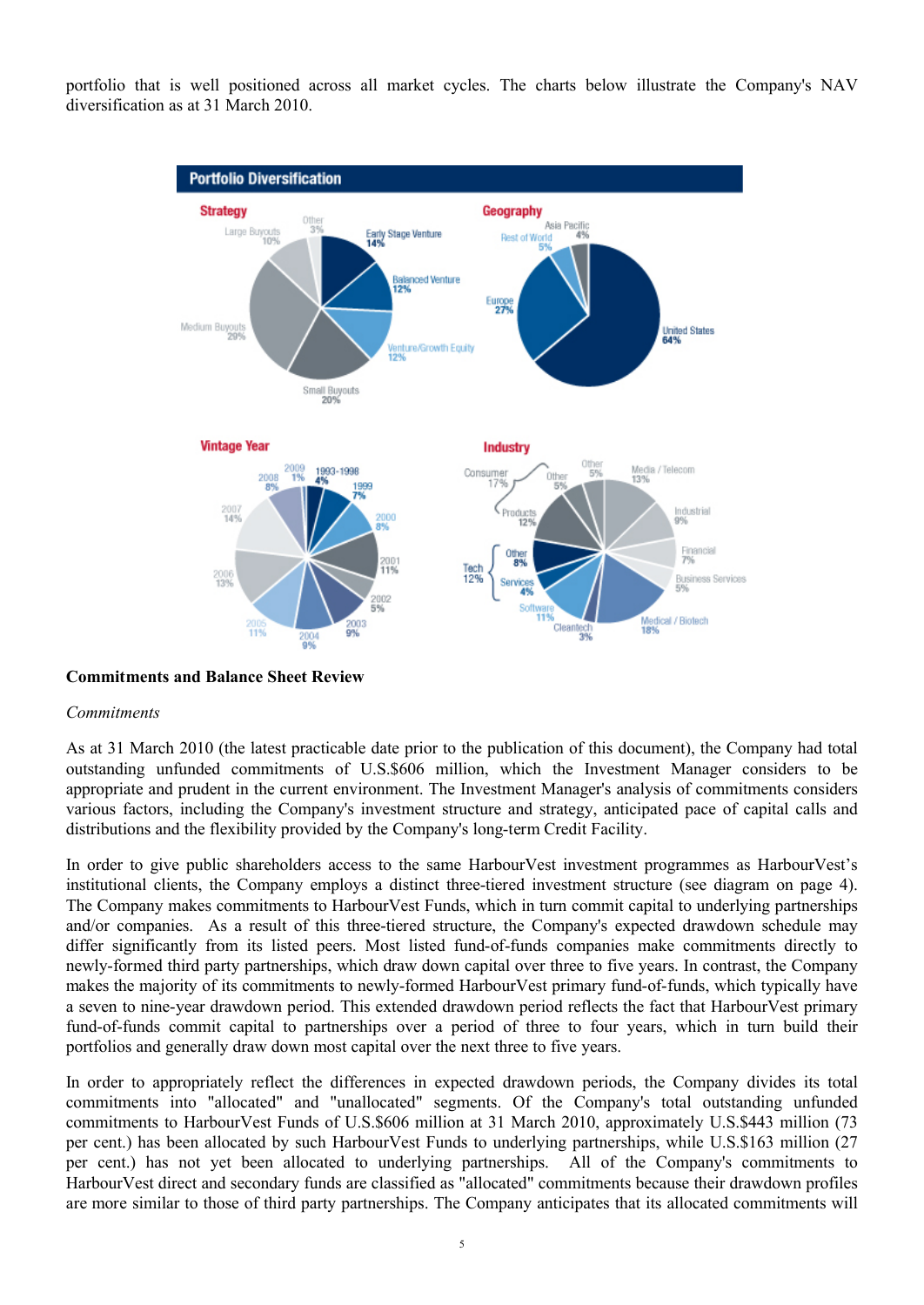portfolio that is well positioned across all market cycles. The charts below illustrate the Company's NAV diversification as at 31 March 2010.

**Portfolio Diversification**

**Strategy**

- Early Stage Venture 14%
- Balanced Venture 12%
- Venture/Growth Equity 12%
- Small Buyouts 20%
- Medium Buyouts 29%
- Large Buyouts 10%
- Other 3%

**Geography**

- United States 64%
- Europe 27%
- Rest of World 5%
- Asia Pacific 4%

**Vintage Year**

- 1993-1998 4%
- 1999 7%
- 2000 8%
- 2001 11%
- 2002 5%
- 2003 9%
- 2004 9%
- 2005 11%
- 2006 13%
- 2007 14%
- 2008 8%
- 2009 1%

**Industry**

- Media / Telecom 13%
- Industrial 9%
- Financial 7%
- Business Services 5%
- Medical / Biotech 18%
- Cleantech 3%
- Tech 12%: Software 11%, Services 4%, Other 8%
- Consumer 17%: Products 12%, Other 5%
- Other 5%

## Commitments and Balance Sheet Review

*Commitments*

As at 31 March 2010 (the latest practicable date prior to the publication of this document), the Company had total outstanding unfunded commitments of U.S.$606 million, which the Investment Manager considers to be appropriate and prudent in the current environment. The Investment Manager's analysis of commitments considers various factors, including the Company's investment structure and strategy, anticipated pace of capital calls and distributions and the flexibility provided by the Company's long-term Credit Facility.

In order to give public shareholders access to the same HarbourVest investment programmes as HarbourVest's institutional clients, the Company employs a distinct three-tiered investment structure (see diagram on page 4). The Company makes commitments to HarbourVest Funds, which in turn commit capital to underlying partnerships and/or companies. As a result of this three-tiered structure, the Company's expected drawdown schedule may differ significantly from its listed peers. Most listed fund-of-funds companies make commitments directly to newly-formed third party partnerships, which draw down capital over three to five years. In contrast, the Company makes the majority of its commitments to newly-formed HarbourVest primary fund-of-funds, which typically have a seven to nine-year drawdown period. This extended drawdown period reflects the fact that HarbourVest primary fund-of-funds commit capital to partnerships over a period of three to four years, which in turn build their portfolios and generally draw down most capital over the next three to five years.

In order to appropriately reflect the differences in expected drawdown periods, the Company divides its total commitments into "allocated" and "unallocated" segments. Of the Company's total outstanding unfunded commitments to HarbourVest Funds of U.S.$606 million at 31 March 2010, approximately U.S.$443 million (73 per cent.) has been allocated by such HarbourVest Funds to underlying partnerships, while U.S.$163 million (27 per cent.) has not yet been allocated to underlying partnerships. All of the Company's commitments to HarbourVest direct and secondary funds are classified as "allocated" commitments because their drawdown profiles are more similar to those of third party partnerships. The Company anticipates that its allocated commitments will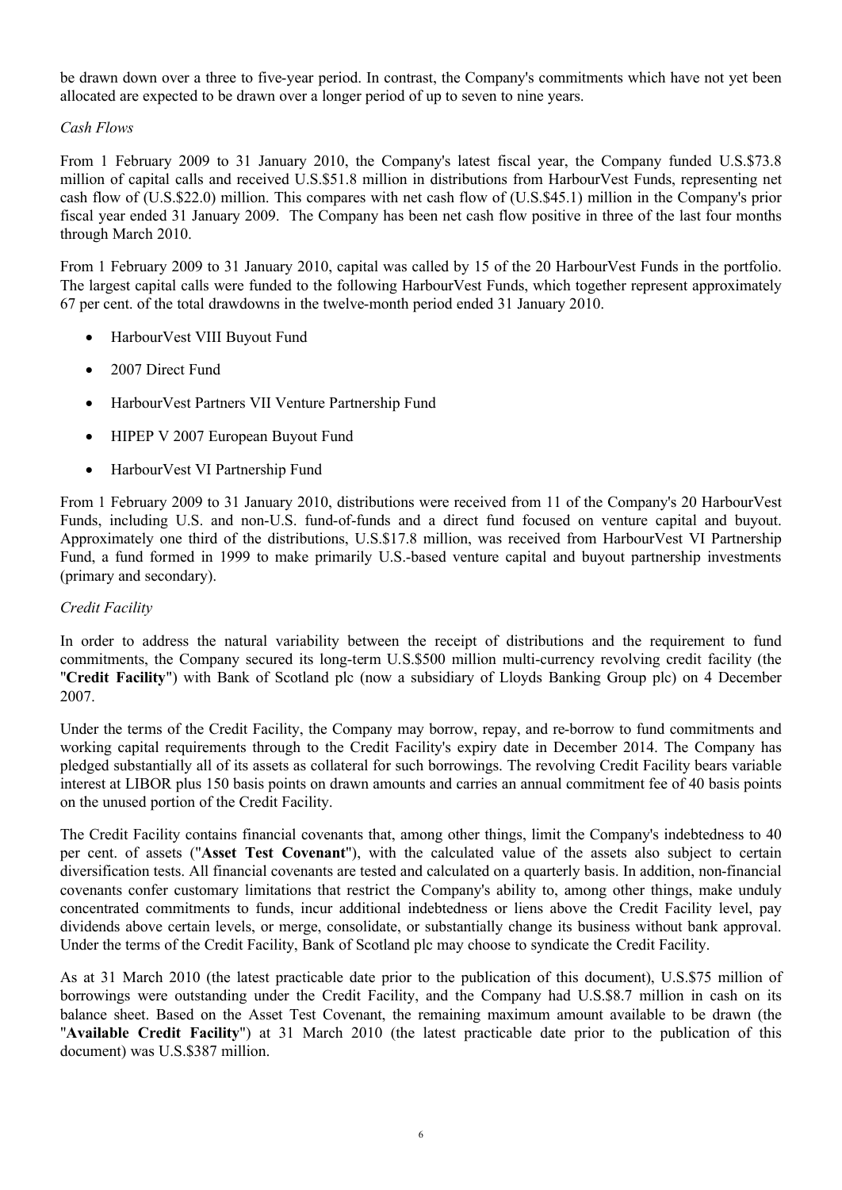be drawn down over a three to five-year period. In contrast, the Company's commitments which have not yet been allocated are expected to be drawn over a longer period of up to seven to nine years.

*Cash Flows*

From 1 February 2009 to 31 January 2010, the Company's latest fiscal year, the Company funded U.S.$73.8 million of capital calls and received U.S.$51.8 million in distributions from HarbourVest Funds, representing net cash flow of (U.S.$22.0) million. This compares with net cash flow of (U.S.$45.1) million in the Company's prior fiscal year ended 31 January 2009. The Company has been net cash flow positive in three of the last four months through March 2010.

From 1 February 2009 to 31 January 2010, capital was called by 15 of the 20 HarbourVest Funds in the portfolio. The largest capital calls were funded to the following HarbourVest Funds, which together represent approximately 67 per cent. of the total drawdowns in the twelve-month period ended 31 January 2010.

- HarbourVest VIII Buyout Fund
- 2007 Direct Fund
- HarbourVest Partners VII Venture Partnership Fund
- HIPEP V 2007 European Buyout Fund
- HarbourVest VI Partnership Fund

From 1 February 2009 to 31 January 2010, distributions were received from 11 of the Company's 20 HarbourVest Funds, including U.S. and non-U.S. fund-of-funds and a direct fund focused on venture capital and buyout. Approximately one third of the distributions, U.S.$17.8 million, was received from HarbourVest VI Partnership Fund, a fund formed in 1999 to make primarily U.S.-based venture capital and buyout partnership investments (primary and secondary).

*Credit Facility*

In order to address the natural variability between the receipt of distributions and the requirement to fund commitments, the Company secured its long-term U.S.$500 million multi-currency revolving credit facility (the "**Credit Facility**") with Bank of Scotland plc (now a subsidiary of Lloyds Banking Group plc) on 4 December 2007.

Under the terms of the Credit Facility, the Company may borrow, repay, and re-borrow to fund commitments and working capital requirements through to the Credit Facility's expiry date in December 2014. The Company has pledged substantially all of its assets as collateral for such borrowings. The revolving Credit Facility bears variable interest at LIBOR plus 150 basis points on drawn amounts and carries an annual commitment fee of 40 basis points on the unused portion of the Credit Facility.

The Credit Facility contains financial covenants that, among other things, limit the Company's indebtedness to 40 per cent. of assets ("**Asset Test Covenant**"), with the calculated value of the assets also subject to certain diversification tests. All financial covenants are tested and calculated on a quarterly basis. In addition, non-financial covenants confer customary limitations that restrict the Company's ability to, among other things, make unduly concentrated commitments to funds, incur additional indebtedness or liens above the Credit Facility level, pay dividends above certain levels, or merge, consolidate, or substantially change its business without bank approval. Under the terms of the Credit Facility, Bank of Scotland plc may choose to syndicate the Credit Facility.

As at 31 March 2010 (the latest practicable date prior to the publication of this document), U.S.$75 million of borrowings were outstanding under the Credit Facility, and the Company had U.S.$8.7 million in cash on its balance sheet. Based on the Asset Test Covenant, the remaining maximum amount available to be drawn (the "**Available Credit Facility**") at 31 March 2010 (the latest practicable date prior to the publication of this document) was U.S.$387 million.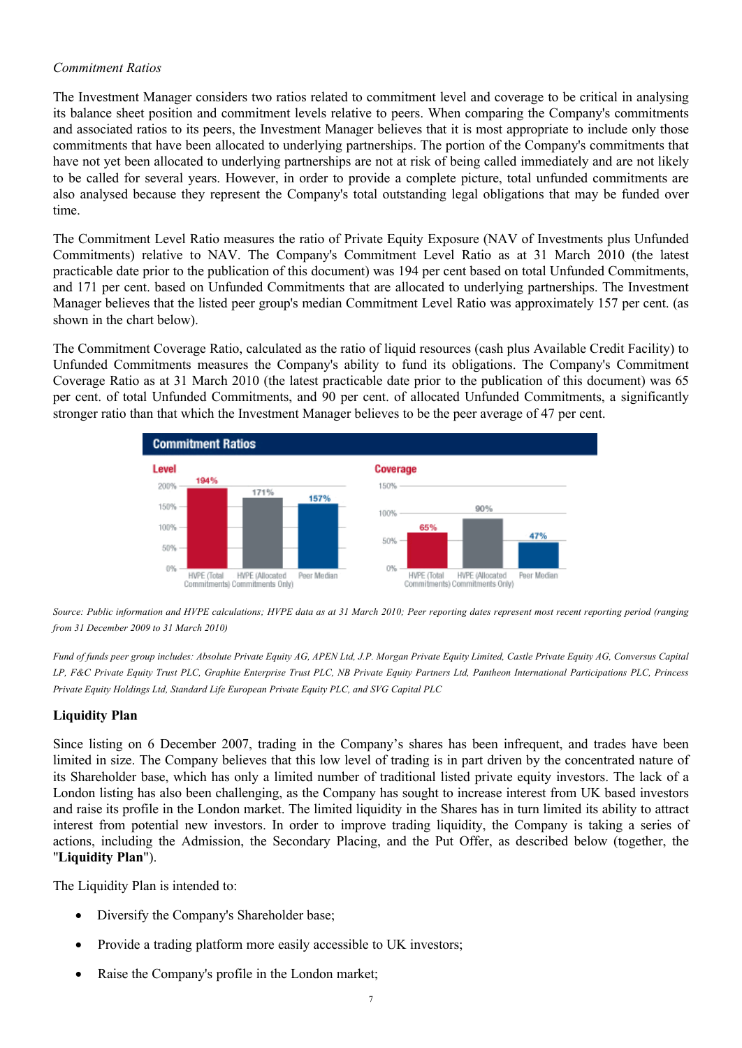*Commitment Ratios*

The Investment Manager considers two ratios related to commitment level and coverage to be critical in analysing its balance sheet position and commitment levels relative to peers. When comparing the Company's commitments and associated ratios to its peers, the Investment Manager believes that it is most appropriate to include only those commitments that have been allocated to underlying partnerships. The portion of the Company's commitments that have not yet been allocated to underlying partnerships are not at risk of being called immediately and are not likely to be called for several years. However, in order to provide a complete picture, total unfunded commitments are also analysed because they represent the Company's total outstanding legal obligations that may be funded over time.

The Commitment Level Ratio measures the ratio of Private Equity Exposure (NAV of Investments plus Unfunded Commitments) relative to NAV. The Company's Commitment Level Ratio as at 31 March 2010 (the latest practicable date prior to the publication of this document) was 194 per cent based on total Unfunded Commitments, and 171 per cent. based on Unfunded Commitments that are allocated to underlying partnerships. The Investment Manager believes that the listed peer group's median Commitment Level Ratio was approximately 157 per cent. (as shown in the chart below).

The Commitment Coverage Ratio, calculated as the ratio of liquid resources (cash plus Available Credit Facility) to Unfunded Commitments measures the Company's ability to fund its obligations. The Company's Commitment Coverage Ratio as at 31 March 2010 (the latest practicable date prior to the publication of this document) was 65 per cent. of total Unfunded Commitments, and 90 per cent. of allocated Unfunded Commitments, a significantly stronger ratio than that which the Investment Manager believes to be the peer average of 47 per cent.

**Commitment Ratios**

| | HVPE (Total Commitments) | HVPE (Allocated Commitments Only) | Peer Median |
|---|---|---|---|
| Level | 194% | 171% | 157% |
| Coverage | 65% | 90% | 47% |

*Source: Public information and HVPE calculations; HVPE data as at 31 March 2010; Peer reporting dates represent most recent reporting period (ranging from 31 December 2009 to 31 March 2010)*

*Fund of funds peer group includes: Absolute Private Equity AG, APEN Ltd, J.P. Morgan Private Equity Limited, Castle Private Equity AG, Conversus Capital LP, F&C Private Equity Trust PLC, Graphite Enterprise Trust PLC, NB Private Equity Partners Ltd, Pantheon International Participations PLC, Princess Private Equity Holdings Ltd, Standard Life European Private Equity PLC, and SVG Capital PLC*

**Liquidity Plan**

Since listing on 6 December 2007, trading in the Company's shares has been infrequent, and trades have been limited in size. The Company believes that this low level of trading is in part driven by the concentrated nature of its Shareholder base, which has only a limited number of traditional listed private equity investors. The lack of a London listing has also been challenging, as the Company has sought to increase interest from UK based investors and raise its profile in the London market. The limited liquidity in the Shares has in turn limited its ability to attract interest from potential new investors. In order to improve trading liquidity, the Company is taking a series of actions, including the Admission, the Secondary Placing, and the Put Offer, as described below (together, the "**Liquidity Plan**").

The Liquidity Plan is intended to:

- Diversify the Company's Shareholder base;
- Provide a trading platform more easily accessible to UK investors;
- Raise the Company's profile in the London market;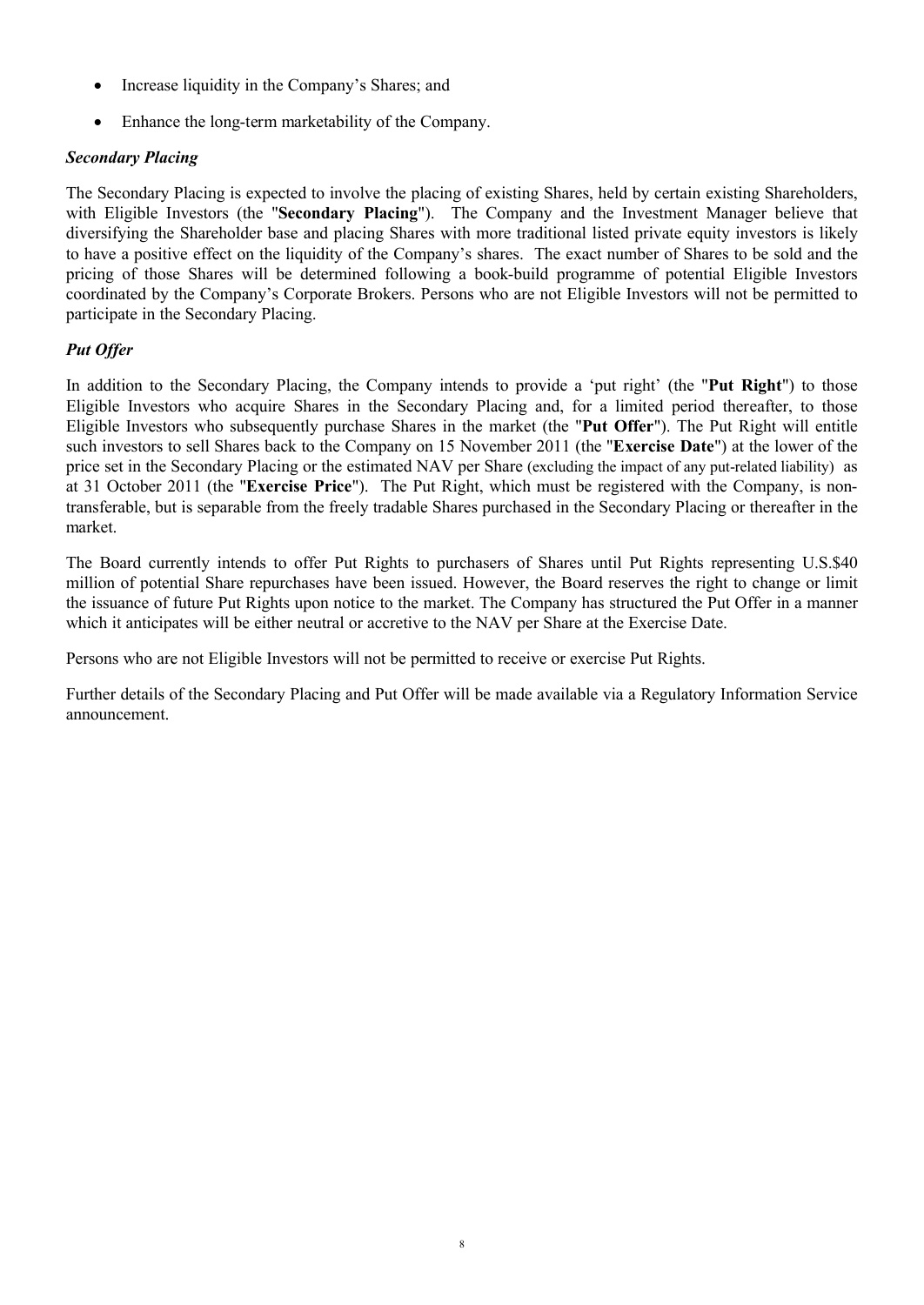- Increase liquidity in the Company's Shares; and
- Enhance the long-term marketability of the Company.

***Secondary Placing***

The Secondary Placing is expected to involve the placing of existing Shares, held by certain existing Shareholders, with Eligible Investors (the "**Secondary Placing**"). The Company and the Investment Manager believe that diversifying the Shareholder base and placing Shares with more traditional listed private equity investors is likely to have a positive effect on the liquidity of the Company's shares. The exact number of Shares to be sold and the pricing of those Shares will be determined following a book-build programme of potential Eligible Investors coordinated by the Company's Corporate Brokers. Persons who are not Eligible Investors will not be permitted to participate in the Secondary Placing.

***Put Offer***

In addition to the Secondary Placing, the Company intends to provide a 'put right' (the "**Put Right**") to those Eligible Investors who acquire Shares in the Secondary Placing and, for a limited period thereafter, to those Eligible Investors who subsequently purchase Shares in the market (the "**Put Offer**"). The Put Right will entitle such investors to sell Shares back to the Company on 15 November 2011 (the "**Exercise Date**") at the lower of the price set in the Secondary Placing or the estimated NAV per Share (excluding the impact of any put-related liability) as at 31 October 2011 (the "**Exercise Price**"). The Put Right, which must be registered with the Company, is non-transferable, but is separable from the freely tradable Shares purchased in the Secondary Placing or thereafter in the market.

The Board currently intends to offer Put Rights to purchasers of Shares until Put Rights representing U.S.$40 million of potential Share repurchases have been issued. However, the Board reserves the right to change or limit the issuance of future Put Rights upon notice to the market. The Company has structured the Put Offer in a manner which it anticipates will be either neutral or accretive to the NAV per Share at the Exercise Date.

Persons who are not Eligible Investors will not be permitted to receive or exercise Put Rights.

Further details of the Secondary Placing and Put Offer will be made available via a Regulatory Information Service announcement.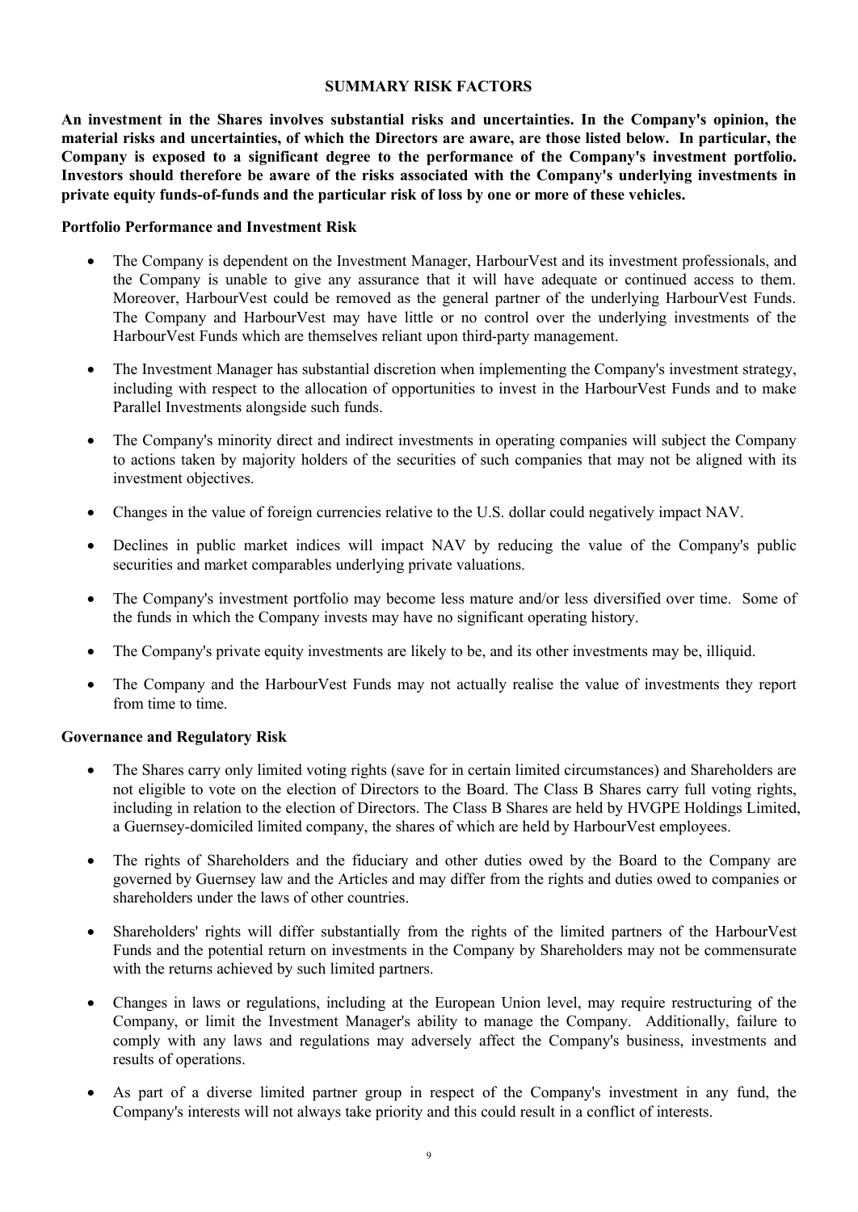## SUMMARY RISK FACTORS

**An investment in the Shares involves substantial risks and uncertainties. In the Company's opinion, the material risks and uncertainties, of which the Directors are aware, are those listed below. In particular, the Company is exposed to a significant degree to the performance of the Company's investment portfolio. Investors should therefore be aware of the risks associated with the Company's underlying investments in private equity funds-of-funds and the particular risk of loss by one or more of these vehicles.**

### Portfolio Performance and Investment Risk

- The Company is dependent on the Investment Manager, HarbourVest and its investment professionals, and the Company is unable to give any assurance that it will have adequate or continued access to them. Moreover, HarbourVest could be removed as the general partner of the underlying HarbourVest Funds. The Company and HarbourVest may have little or no control over the underlying investments of the HarbourVest Funds which are themselves reliant upon third-party management.
- The Investment Manager has substantial discretion when implementing the Company's investment strategy, including with respect to the allocation of opportunities to invest in the HarbourVest Funds and to make Parallel Investments alongside such funds.
- The Company's minority direct and indirect investments in operating companies will subject the Company to actions taken by majority holders of the securities of such companies that may not be aligned with its investment objectives.
- Changes in the value of foreign currencies relative to the U.S. dollar could negatively impact NAV.
- Declines in public market indices will impact NAV by reducing the value of the Company's public securities and market comparables underlying private valuations.
- The Company's investment portfolio may become less mature and/or less diversified over time. Some of the funds in which the Company invests may have no significant operating history.
- The Company's private equity investments are likely to be, and its other investments may be, illiquid.
- The Company and the HarbourVest Funds may not actually realise the value of investments they report from time to time.

### Governance and Regulatory Risk

- The Shares carry only limited voting rights (save for in certain limited circumstances) and Shareholders are not eligible to vote on the election of Directors to the Board. The Class B Shares carry full voting rights, including in relation to the election of Directors. The Class B Shares are held by HVGPE Holdings Limited, a Guernsey-domiciled limited company, the shares of which are held by HarbourVest employees.
- The rights of Shareholders and the fiduciary and other duties owed by the Board to the Company are governed by Guernsey law and the Articles and may differ from the rights and duties owed to companies or shareholders under the laws of other countries.
- Shareholders' rights will differ substantially from the rights of the limited partners of the HarbourVest Funds and the potential return on investments in the Company by Shareholders may not be commensurate with the returns achieved by such limited partners.
- Changes in laws or regulations, including at the European Union level, may require restructuring of the Company, or limit the Investment Manager's ability to manage the Company. Additionally, failure to comply with any laws and regulations may adversely affect the Company's business, investments and results of operations.
- As part of a diverse limited partner group in respect of the Company's investment in any fund, the Company's interests will not always take priority and this could result in a conflict of interests.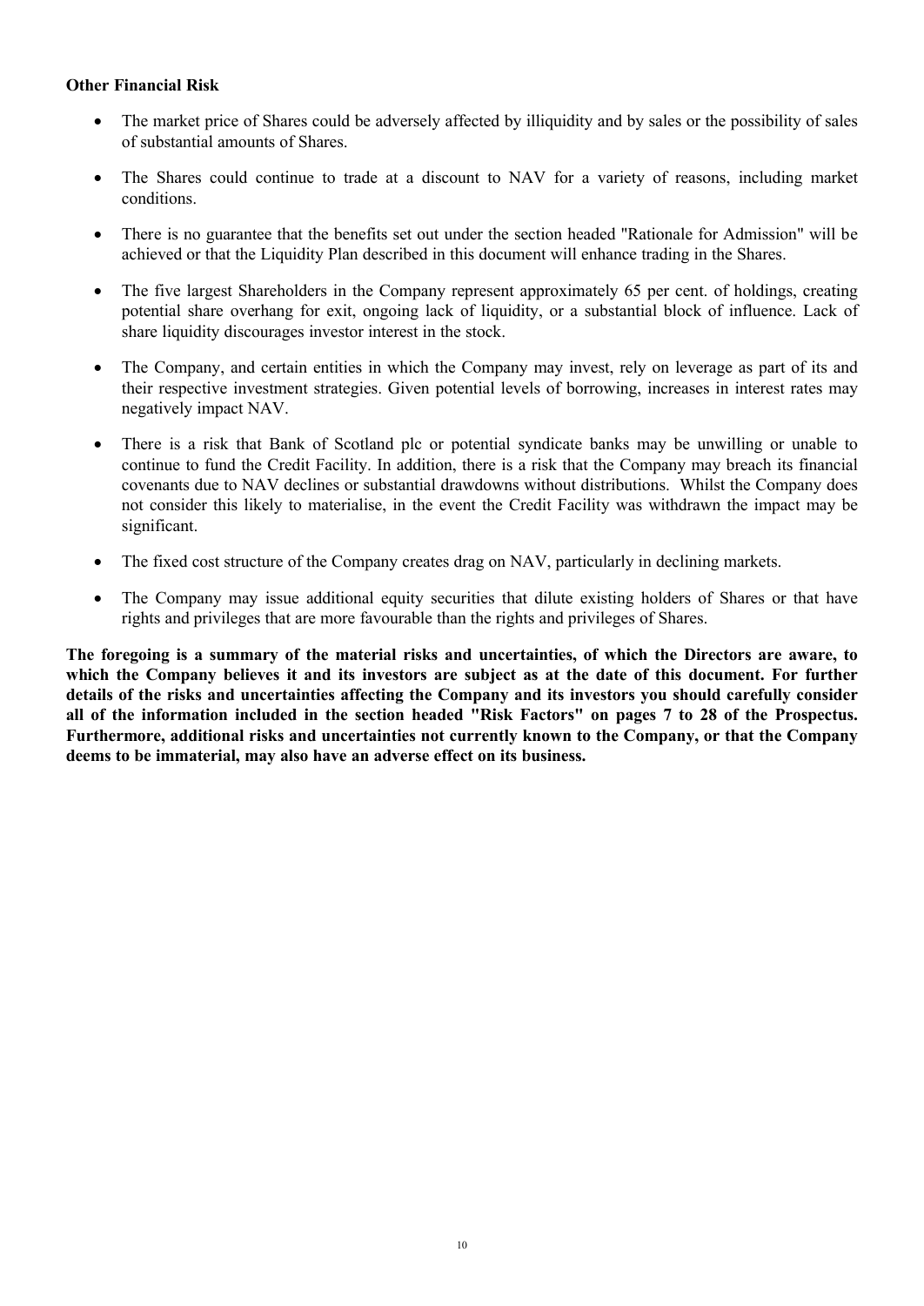**Other Financial Risk**

- The market price of Shares could be adversely affected by illiquidity and by sales or the possibility of sales of substantial amounts of Shares.
- The Shares could continue to trade at a discount to NAV for a variety of reasons, including market conditions.
- There is no guarantee that the benefits set out under the section headed "Rationale for Admission" will be achieved or that the Liquidity Plan described in this document will enhance trading in the Shares.
- The five largest Shareholders in the Company represent approximately 65 per cent. of holdings, creating potential share overhang for exit, ongoing lack of liquidity, or a substantial block of influence. Lack of share liquidity discourages investor interest in the stock.
- The Company, and certain entities in which the Company may invest, rely on leverage as part of its and their respective investment strategies. Given potential levels of borrowing, increases in interest rates may negatively impact NAV.
- There is a risk that Bank of Scotland plc or potential syndicate banks may be unwilling or unable to continue to fund the Credit Facility. In addition, there is a risk that the Company may breach its financial covenants due to NAV declines or substantial drawdowns without distributions. Whilst the Company does not consider this likely to materialise, in the event the Credit Facility was withdrawn the impact may be significant.
- The fixed cost structure of the Company creates drag on NAV, particularly in declining markets.
- The Company may issue additional equity securities that dilute existing holders of Shares or that have rights and privileges that are more favourable than the rights and privileges of Shares.

**The foregoing is a summary of the material risks and uncertainties, of which the Directors are aware, to which the Company believes it and its investors are subject as at the date of this document. For further details of the risks and uncertainties affecting the Company and its investors you should carefully consider all of the information included in the section headed "Risk Factors" on pages 7 to 28 of the Prospectus. Furthermore, additional risks and uncertainties not currently known to the Company, or that the Company deems to be immaterial, may also have an adverse effect on its business.**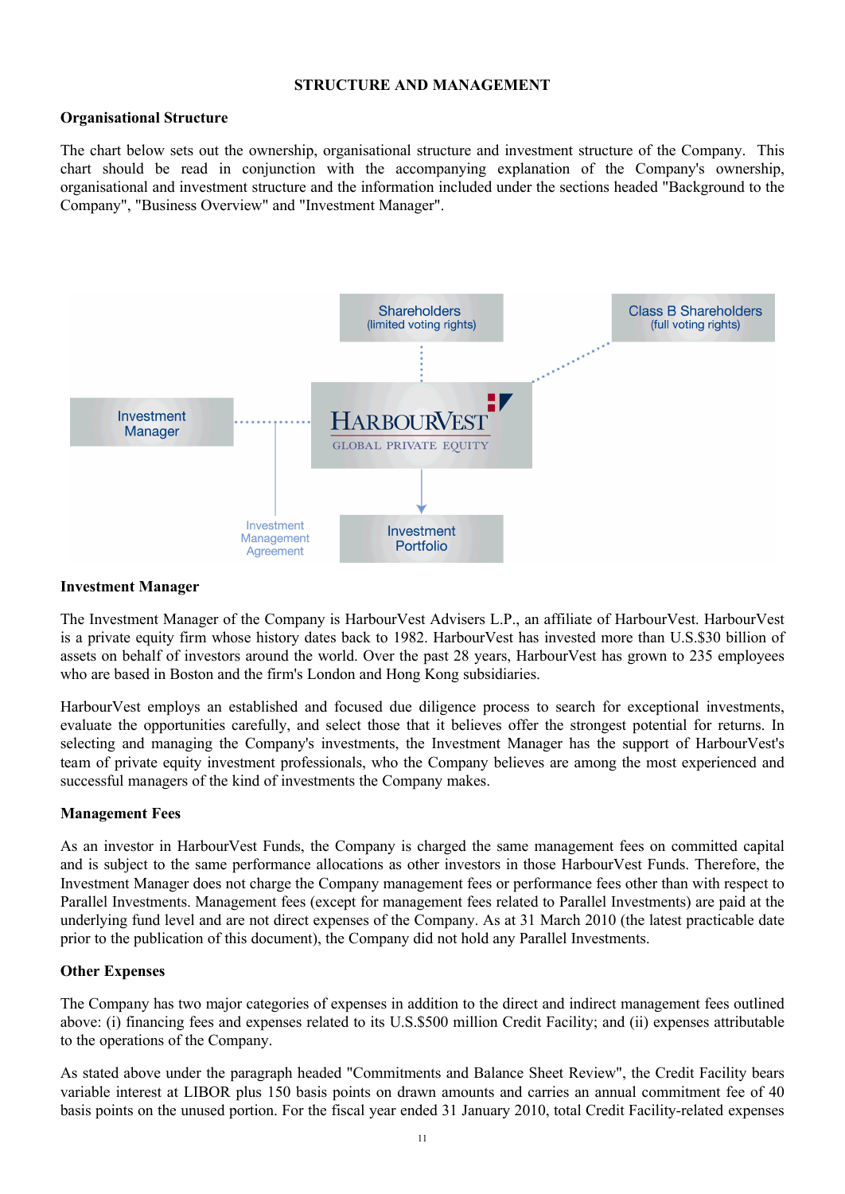# STRUCTURE AND MANAGEMENT

## Organisational Structure

The chart below sets out the ownership, organisational structure and investment structure of the Company. This chart should be read in conjunction with the accompanying explanation of the Company's ownership, organisational and investment structure and the information included under the sections headed "Background to the Company", "Business Overview" and "Investment Manager".

Shareholders (limited voting rights)

Class B Shareholders (full voting rights)

Investment Manager

HARBOURVEST GLOBAL PRIVATE EQUITY

Investment Management Agreement

Investment Portfolio

## Investment Manager

The Investment Manager of the Company is HarbourVest Advisers L.P., an affiliate of HarbourVest. HarbourVest is a private equity firm whose history dates back to 1982. HarbourVest has invested more than U.S.$30 billion of assets on behalf of investors around the world. Over the past 28 years, HarbourVest has grown to 235 employees who are based in Boston and the firm's London and Hong Kong subsidiaries.

HarbourVest employs an established and focused due diligence process to search for exceptional investments, evaluate the opportunities carefully, and select those that it believes offer the strongest potential for returns. In selecting and managing the Company's investments, the Investment Manager has the support of HarbourVest's team of private equity investment professionals, who the Company believes are among the most experienced and successful managers of the kind of investments the Company makes.

## Management Fees

As an investor in HarbourVest Funds, the Company is charged the same management fees on committed capital and is subject to the same performance allocations as other investors in those HarbourVest Funds. Therefore, the Investment Manager does not charge the Company management fees or performance fees other than with respect to Parallel Investments. Management fees (except for management fees related to Parallel Investments) are paid at the underlying fund level and are not direct expenses of the Company. As at 31 March 2010 (the latest practicable date prior to the publication of this document), the Company did not hold any Parallel Investments.

## Other Expenses

The Company has two major categories of expenses in addition to the direct and indirect management fees outlined above: (i) financing fees and expenses related to its U.S.$500 million Credit Facility; and (ii) expenses attributable to the operations of the Company.

As stated above under the paragraph headed "Commitments and Balance Sheet Review", the Credit Facility bears variable interest at LIBOR plus 150 basis points on drawn amounts and carries an annual commitment fee of 40 basis points on the unused portion. For the fiscal year ended 31 January 2010, total Credit Facility-related expenses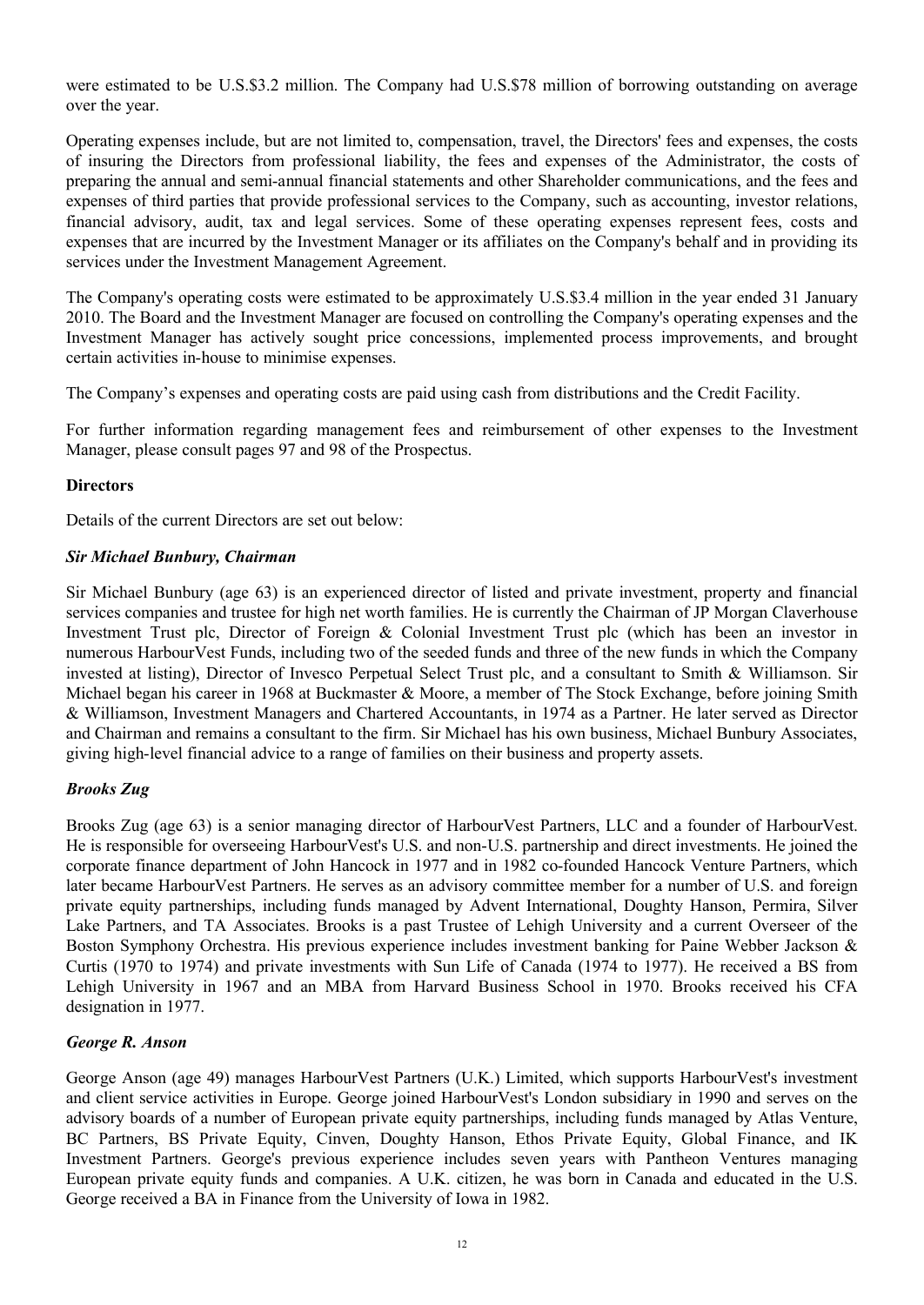were estimated to be U.S.$3.2 million. The Company had U.S.$78 million of borrowing outstanding on average over the year.

Operating expenses include, but are not limited to, compensation, travel, the Directors' fees and expenses, the costs of insuring the Directors from professional liability, the fees and expenses of the Administrator, the costs of preparing the annual and semi-annual financial statements and other Shareholder communications, and the fees and expenses of third parties that provide professional services to the Company, such as accounting, investor relations, financial advisory, audit, tax and legal services. Some of these operating expenses represent fees, costs and expenses that are incurred by the Investment Manager or its affiliates on the Company's behalf and in providing its services under the Investment Management Agreement.

The Company's operating costs were estimated to be approximately U.S.$3.4 million in the year ended 31 January 2010. The Board and the Investment Manager are focused on controlling the Company's operating expenses and the Investment Manager has actively sought price concessions, implemented process improvements, and brought certain activities in-house to minimise expenses.

The Company's expenses and operating costs are paid using cash from distributions and the Credit Facility.

For further information regarding management fees and reimbursement of other expenses to the Investment Manager, please consult pages 97 and 98 of the Prospectus.

**Directors**

Details of the current Directors are set out below:

***Sir Michael Bunbury, Chairman***

Sir Michael Bunbury (age 63) is an experienced director of listed and private investment, property and financial services companies and trustee for high net worth families. He is currently the Chairman of JP Morgan Claverhouse Investment Trust plc, Director of Foreign & Colonial Investment Trust plc (which has been an investor in numerous HarbourVest Funds, including two of the seeded funds and three of the new funds in which the Company invested at listing), Director of Invesco Perpetual Select Trust plc, and a consultant to Smith & Williamson. Sir Michael began his career in 1968 at Buckmaster & Moore, a member of The Stock Exchange, before joining Smith & Williamson, Investment Managers and Chartered Accountants, in 1974 as a Partner. He later served as Director and Chairman and remains a consultant to the firm. Sir Michael has his own business, Michael Bunbury Associates, giving high-level financial advice to a range of families on their business and property assets.

***Brooks Zug***

Brooks Zug (age 63) is a senior managing director of HarbourVest Partners, LLC and a founder of HarbourVest. He is responsible for overseeing HarbourVest's U.S. and non-U.S. partnership and direct investments. He joined the corporate finance department of John Hancock in 1977 and in 1982 co-founded Hancock Venture Partners, which later became HarbourVest Partners. He serves as an advisory committee member for a number of U.S. and foreign private equity partnerships, including funds managed by Advent International, Doughty Hanson, Permira, Silver Lake Partners, and TA Associates. Brooks is a past Trustee of Lehigh University and a current Overseer of the Boston Symphony Orchestra. His previous experience includes investment banking for Paine Webber Jackson & Curtis (1970 to 1974) and private investments with Sun Life of Canada (1974 to 1977). He received a BS from Lehigh University in 1967 and an MBA from Harvard Business School in 1970. Brooks received his CFA designation in 1977.

***George R. Anson***

George Anson (age 49) manages HarbourVest Partners (U.K.) Limited, which supports HarbourVest's investment and client service activities in Europe. George joined HarbourVest's London subsidiary in 1990 and serves on the advisory boards of a number of European private equity partnerships, including funds managed by Atlas Venture, BC Partners, BS Private Equity, Cinven, Doughty Hanson, Ethos Private Equity, Global Finance, and IK Investment Partners. George's previous experience includes seven years with Pantheon Ventures managing European private equity funds and companies. A U.K. citizen, he was born in Canada and educated in the U.S. George received a BA in Finance from the University of Iowa in 1982.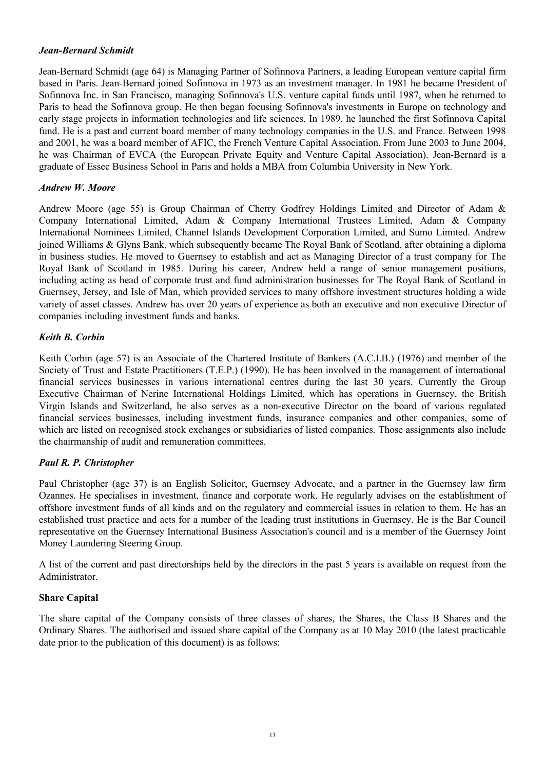***Jean-Bernard Schmidt***

Jean-Bernard Schmidt (age 64) is Managing Partner of Sofinnova Partners, a leading European venture capital firm based in Paris. Jean-Bernard joined Sofinnova in 1973 as an investment manager. In 1981 he became President of Sofinnova Inc. in San Francisco, managing Sofinnova's U.S. venture capital funds until 1987, when he returned to Paris to head the Sofinnova group. He then began focusing Sofinnova's investments in Europe on technology and early stage projects in information technologies and life sciences. In 1989, he launched the first Sofinnova Capital fund. He is a past and current board member of many technology companies in the U.S. and France. Between 1998 and 2001, he was a board member of AFIC, the French Venture Capital Association. From June 2003 to June 2004, he was Chairman of EVCA (the European Private Equity and Venture Capital Association). Jean-Bernard is a graduate of Essec Business School in Paris and holds a MBA from Columbia University in New York.

***Andrew W. Moore***

Andrew Moore (age 55) is Group Chairman of Cherry Godfrey Holdings Limited and Director of Adam & Company International Limited, Adam & Company International Trustees Limited, Adam & Company International Nominees Limited, Channel Islands Development Corporation Limited, and Sumo Limited. Andrew joined Williams & Glyns Bank, which subsequently became The Royal Bank of Scotland, after obtaining a diploma in business studies. He moved to Guernsey to establish and act as Managing Director of a trust company for The Royal Bank of Scotland in 1985. During his career, Andrew held a range of senior management positions, including acting as head of corporate trust and fund administration businesses for The Royal Bank of Scotland in Guernsey, Jersey, and Isle of Man, which provided services to many offshore investment structures holding a wide variety of asset classes. Andrew has over 20 years of experience as both an executive and non executive Director of companies including investment funds and banks.

***Keith B. Corbin***

Keith Corbin (age 57) is an Associate of the Chartered Institute of Bankers (A.C.I.B.) (1976) and member of the Society of Trust and Estate Practitioners (T.E.P.) (1990). He has been involved in the management of international financial services businesses in various international centres during the last 30 years. Currently the Group Executive Chairman of Nerine International Holdings Limited, which has operations in Guernsey, the British Virgin Islands and Switzerland, he also serves as a non-executive Director on the board of various regulated financial services businesses, including investment funds, insurance companies and other companies, some of which are listed on recognised stock exchanges or subsidiaries of listed companies. Those assignments also include the chairmanship of audit and remuneration committees.

***Paul R. P. Christopher***

Paul Christopher (age 37) is an English Solicitor, Guernsey Advocate, and a partner in the Guernsey law firm Ozannes. He specialises in investment, finance and corporate work. He regularly advises on the establishment of offshore investment funds of all kinds and on the regulatory and commercial issues in relation to them. He has an established trust practice and acts for a number of the leading trust institutions in Guernsey. He is the Bar Council representative on the Guernsey International Business Association's council and is a member of the Guernsey Joint Money Laundering Steering Group.

A list of the current and past directorships held by the directors in the past 5 years is available on request from the Administrator.

**Share Capital**

The share capital of the Company consists of three classes of shares, the Shares, the Class B Shares and the Ordinary Shares. The authorised and issued share capital of the Company as at 10 May 2010 (the latest practicable date prior to the publication of this document) is as follows: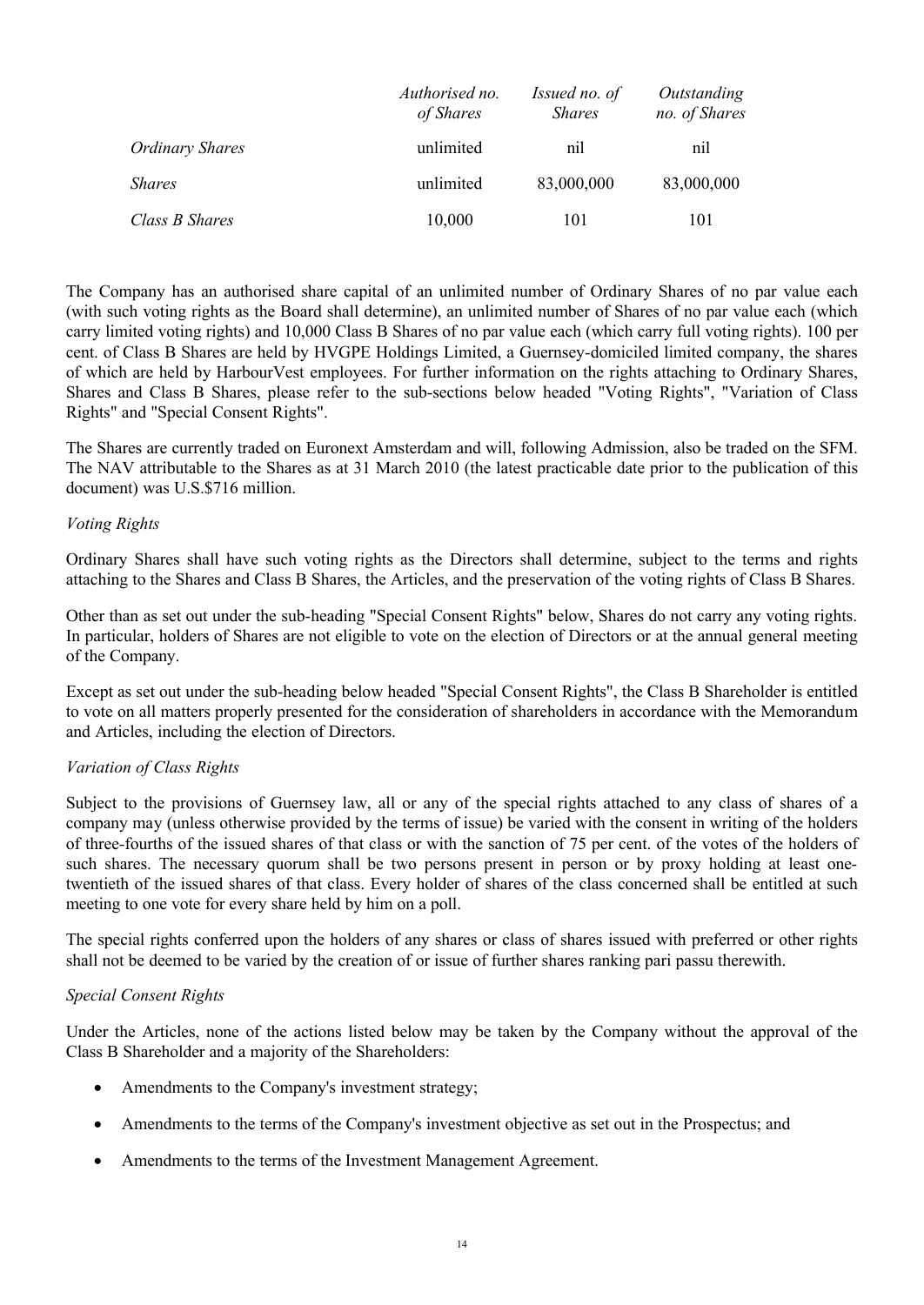| | *Authorised no. of Shares* | *Issued no. of Shares* | *Outstanding no. of Shares* |
|---|---|---|---|
| *Ordinary Shares* | unlimited | nil | nil |
| *Shares* | unlimited | 83,000,000 | 83,000,000 |
| *Class B Shares* | 10,000 | 101 | 101 |

The Company has an authorised share capital of an unlimited number of Ordinary Shares of no par value each (with such voting rights as the Board shall determine), an unlimited number of Shares of no par value each (which carry limited voting rights) and 10,000 Class B Shares of no par value each (which carry full voting rights). 100 per cent. of Class B Shares are held by HVGPE Holdings Limited, a Guernsey-domiciled limited company, the shares of which are held by HarbourVest employees. For further information on the rights attaching to Ordinary Shares, Shares and Class B Shares, please refer to the sub-sections below headed "Voting Rights", "Variation of Class Rights" and "Special Consent Rights".

The Shares are currently traded on Euronext Amsterdam and will, following Admission, also be traded on the SFM. The NAV attributable to the Shares as at 31 March 2010 (the latest practicable date prior to the publication of this document) was U.S.$716 million.

*Voting Rights*

Ordinary Shares shall have such voting rights as the Directors shall determine, subject to the terms and rights attaching to the Shares and Class B Shares, the Articles, and the preservation of the voting rights of Class B Shares.

Other than as set out under the sub-heading "Special Consent Rights" below, Shares do not carry any voting rights. In particular, holders of Shares are not eligible to vote on the election of Directors or at the annual general meeting of the Company.

Except as set out under the sub-heading below headed "Special Consent Rights", the Class B Shareholder is entitled to vote on all matters properly presented for the consideration of shareholders in accordance with the Memorandum and Articles, including the election of Directors.

*Variation of Class Rights*

Subject to the provisions of Guernsey law, all or any of the special rights attached to any class of shares of a company may (unless otherwise provided by the terms of issue) be varied with the consent in writing of the holders of three-fourths of the issued shares of that class or with the sanction of 75 per cent. of the votes of the holders of such shares. The necessary quorum shall be two persons present in person or by proxy holding at least one-twentieth of the issued shares of that class. Every holder of shares of the class concerned shall be entitled at such meeting to one vote for every share held by him on a poll.

The special rights conferred upon the holders of any shares or class of shares issued with preferred or other rights shall not be deemed to be varied by the creation of or issue of further shares ranking pari passu therewith.

*Special Consent Rights*

Under the Articles, none of the actions listed below may be taken by the Company without the approval of the Class B Shareholder and a majority of the Shareholders:

- Amendments to the Company's investment strategy;
- Amendments to the terms of the Company's investment objective as set out in the Prospectus; and
- Amendments to the terms of the Investment Management Agreement.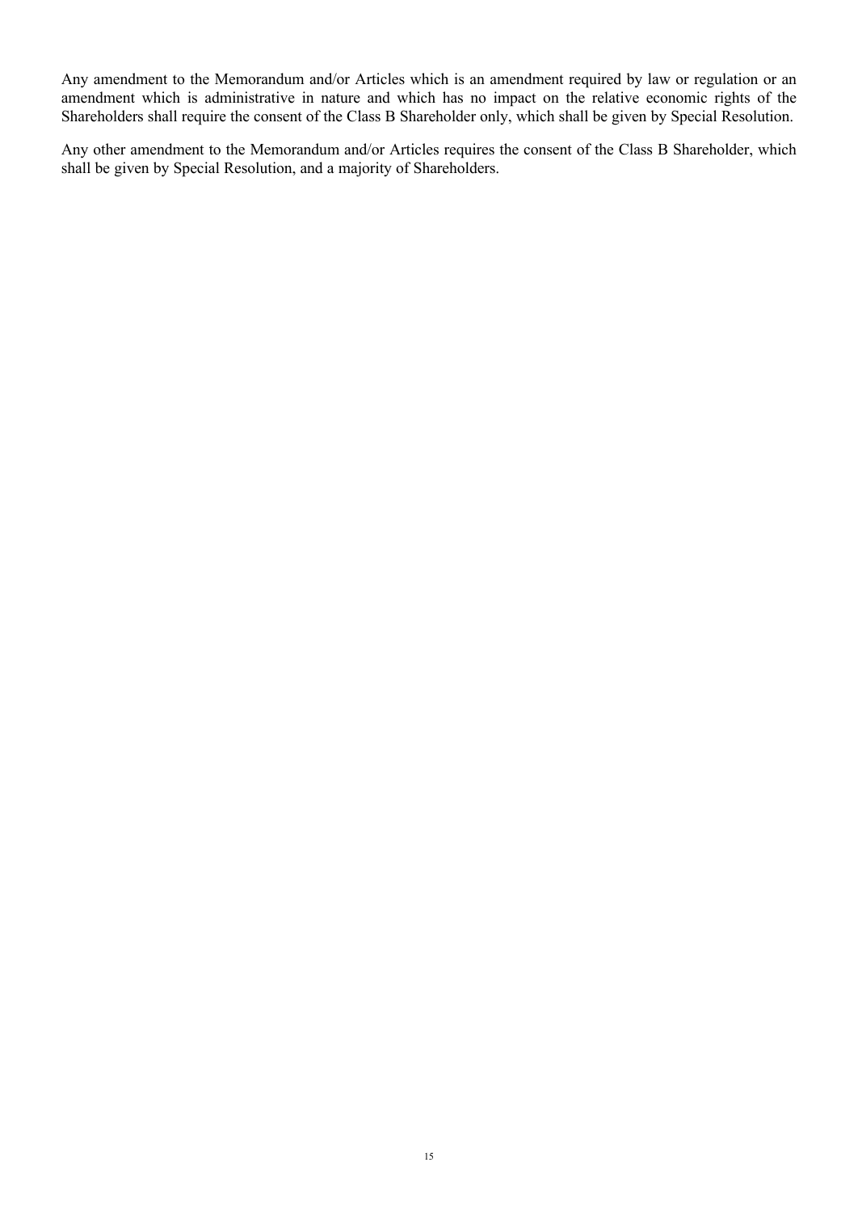Any amendment to the Memorandum and/or Articles which is an amendment required by law or regulation or an amendment which is administrative in nature and which has no impact on the relative economic rights of the Shareholders shall require the consent of the Class B Shareholder only, which shall be given by Special Resolution.

Any other amendment to the Memorandum and/or Articles requires the consent of the Class B Shareholder, which shall be given by Special Resolution, and a majority of Shareholders.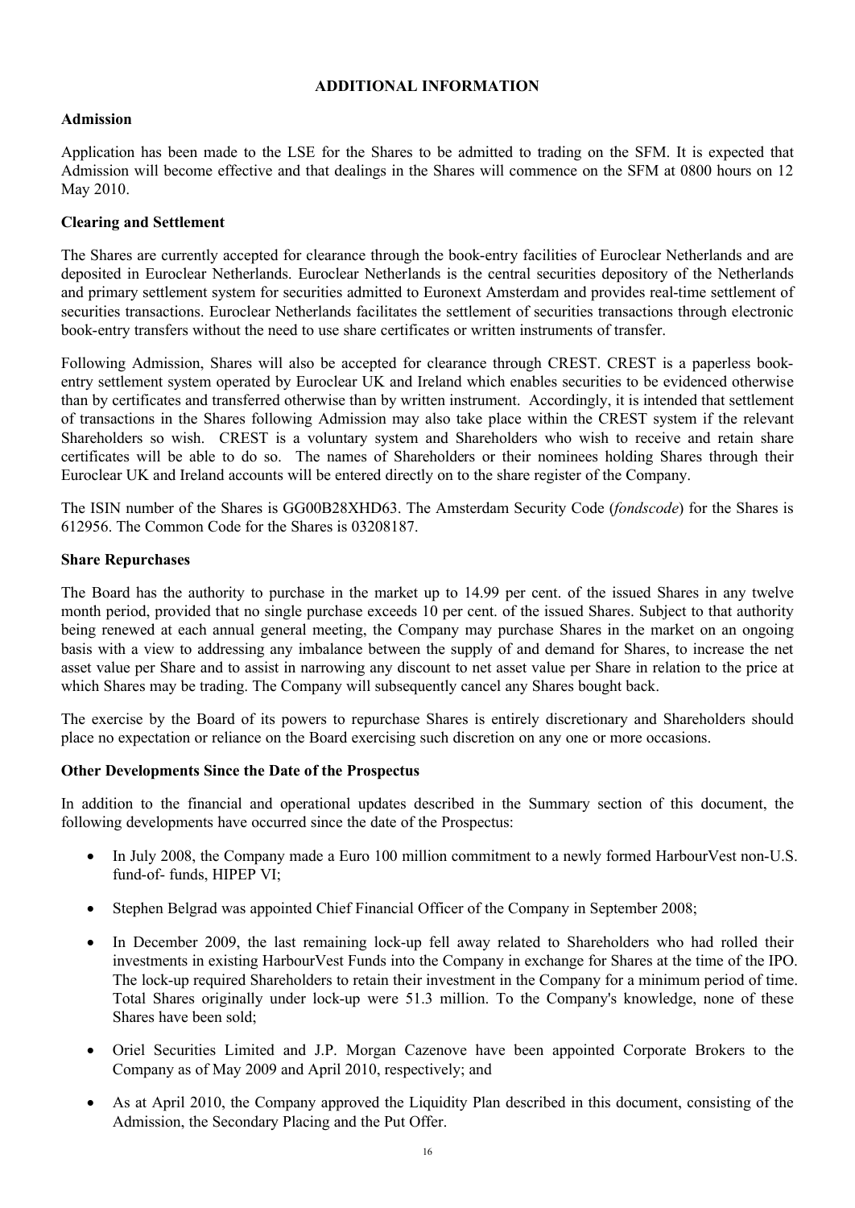# ADDITIONAL INFORMATION

## Admission

Application has been made to the LSE for the Shares to be admitted to trading on the SFM. It is expected that Admission will become effective and that dealings in the Shares will commence on the SFM at 0800 hours on 12 May 2010.

## Clearing and Settlement

The Shares are currently accepted for clearance through the book-entry facilities of Euroclear Netherlands and are deposited in Euroclear Netherlands. Euroclear Netherlands is the central securities depository of the Netherlands and primary settlement system for securities admitted to Euronext Amsterdam and provides real-time settlement of securities transactions. Euroclear Netherlands facilitates the settlement of securities transactions through electronic book-entry transfers without the need to use share certificates or written instruments of transfer.

Following Admission, Shares will also be accepted for clearance through CREST. CREST is a paperless book-entry settlement system operated by Euroclear UK and Ireland which enables securities to be evidenced otherwise than by certificates and transferred otherwise than by written instrument. Accordingly, it is intended that settlement of transactions in the Shares following Admission may also take place within the CREST system if the relevant Shareholders so wish. CREST is a voluntary system and Shareholders who wish to receive and retain share certificates will be able to do so. The names of Shareholders or their nominees holding Shares through their Euroclear UK and Ireland accounts will be entered directly on to the share register of the Company.

The ISIN number of the Shares is GG00B28XHD63. The Amsterdam Security Code (*fondscode*) for the Shares is 612956. The Common Code for the Shares is 03208187.

## Share Repurchases

The Board has the authority to purchase in the market up to 14.99 per cent. of the issued Shares in any twelve month period, provided that no single purchase exceeds 10 per cent. of the issued Shares. Subject to that authority being renewed at each annual general meeting, the Company may purchase Shares in the market on an ongoing basis with a view to addressing any imbalance between the supply of and demand for Shares, to increase the net asset value per Share and to assist in narrowing any discount to net asset value per Share in relation to the price at which Shares may be trading. The Company will subsequently cancel any Shares bought back.

The exercise by the Board of its powers to repurchase Shares is entirely discretionary and Shareholders should place no expectation or reliance on the Board exercising such discretion on any one or more occasions.

## Other Developments Since the Date of the Prospectus

In addition to the financial and operational updates described in the Summary section of this document, the following developments have occurred since the date of the Prospectus:

- In July 2008, the Company made a Euro 100 million commitment to a newly formed HarbourVest non-U.S. fund-of- funds, HIPEP VI;
- Stephen Belgrad was appointed Chief Financial Officer of the Company in September 2008;
- In December 2009, the last remaining lock-up fell away related to Shareholders who had rolled their investments in existing HarbourVest Funds into the Company in exchange for Shares at the time of the IPO. The lock-up required Shareholders to retain their investment in the Company for a minimum period of time. Total Shares originally under lock-up were 51.3 million. To the Company's knowledge, none of these Shares have been sold;
- Oriel Securities Limited and J.P. Morgan Cazenove have been appointed Corporate Brokers to the Company as of May 2009 and April 2010, respectively; and
- As at April 2010, the Company approved the Liquidity Plan described in this document, consisting of the Admission, the Secondary Placing and the Put Offer.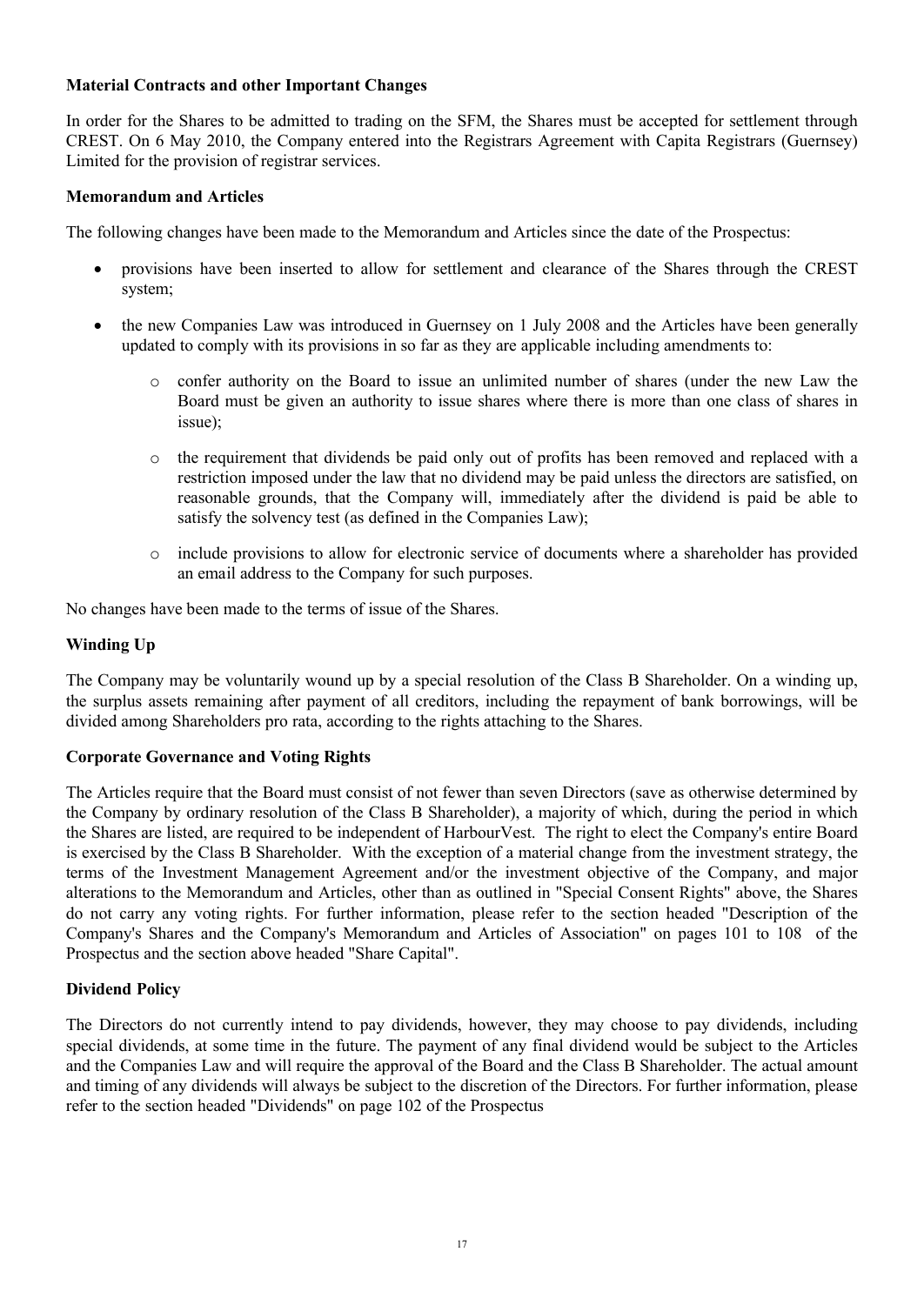**Material Contracts and other Important Changes**

In order for the Shares to be admitted to trading on the SFM, the Shares must be accepted for settlement through CREST. On 6 May 2010, the Company entered into the Registrars Agreement with Capita Registrars (Guernsey) Limited for the provision of registrar services.

**Memorandum and Articles**

The following changes have been made to the Memorandum and Articles since the date of the Prospectus:

- provisions have been inserted to allow for settlement and clearance of the Shares through the CREST system;
- the new Companies Law was introduced in Guernsey on 1 July 2008 and the Articles have been generally updated to comply with its provisions in so far as they are applicable including amendments to:
  - confer authority on the Board to issue an unlimited number of shares (under the new Law the Board must be given an authority to issue shares where there is more than one class of shares in issue);
  - the requirement that dividends be paid only out of profits has been removed and replaced with a restriction imposed under the law that no dividend may be paid unless the directors are satisfied, on reasonable grounds, that the Company will, immediately after the dividend is paid be able to satisfy the solvency test (as defined in the Companies Law);
  - include provisions to allow for electronic service of documents where a shareholder has provided an email address to the Company for such purposes.

No changes have been made to the terms of issue of the Shares.

**Winding Up**

The Company may be voluntarily wound up by a special resolution of the Class B Shareholder. On a winding up, the surplus assets remaining after payment of all creditors, including the repayment of bank borrowings, will be divided among Shareholders pro rata, according to the rights attaching to the Shares.

**Corporate Governance and Voting Rights**

The Articles require that the Board must consist of not fewer than seven Directors (save as otherwise determined by the Company by ordinary resolution of the Class B Shareholder), a majority of which, during the period in which the Shares are listed, are required to be independent of HarbourVest. The right to elect the Company's entire Board is exercised by the Class B Shareholder. With the exception of a material change from the investment strategy, the terms of the Investment Management Agreement and/or the investment objective of the Company, and major alterations to the Memorandum and Articles, other than as outlined in "Special Consent Rights" above, the Shares do not carry any voting rights. For further information, please refer to the section headed "Description of the Company's Shares and the Company's Memorandum and Articles of Association" on pages 101 to 108 of the Prospectus and the section above headed "Share Capital".

**Dividend Policy**

The Directors do not currently intend to pay dividends, however, they may choose to pay dividends, including special dividends, at some time in the future. The payment of any final dividend would be subject to the Articles and the Companies Law and will require the approval of the Board and the Class B Shareholder. The actual amount and timing of any dividends will always be subject to the discretion of the Directors. For further information, please refer to the section headed "Dividends" on page 102 of the Prospectus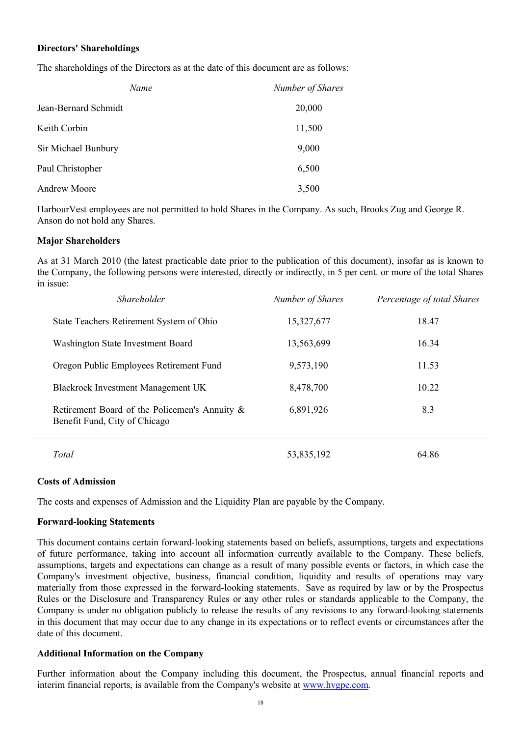**Directors' Shareholdings**

The shareholdings of the Directors as at the date of this document are as follows:

| *Name* | *Number of Shares* |
|---|---|
| Jean-Bernard Schmidt | 20,000 |
| Keith Corbin | 11,500 |
| Sir Michael Bunbury | 9,000 |
| Paul Christopher | 6,500 |
| Andrew Moore | 3,500 |

HarbourVest employees are not permitted to hold Shares in the Company. As such, Brooks Zug and George R. Anson do not hold any Shares.

**Major Shareholders**

As at 31 March 2010 (the latest practicable date prior to the publication of this document), insofar as is known to the Company, the following persons were interested, directly or indirectly, in 5 per cent. or more of the total Shares in issue:

| *Shareholder* | *Number of Shares* | *Percentage of total Shares* |
|---|---|---|
| State Teachers Retirement System of Ohio | 15,327,677 | 18.47 |
| Washington State Investment Board | 13,563,699 | 16.34 |
| Oregon Public Employees Retirement Fund | 9,573,190 | 11.53 |
| Blackrock Investment Management UK | 8,478,700 | 10.22 |
| Retirement Board of the Policemen's Annuity & Benefit Fund, City of Chicago | 6,891,926 | 8.3 |
| *Total* | 53,835,192 | 64.86 |

**Costs of Admission**

The costs and expenses of Admission and the Liquidity Plan are payable by the Company.

**Forward-looking Statements**

This document contains certain forward-looking statements based on beliefs, assumptions, targets and expectations of future performance, taking into account all information currently available to the Company. These beliefs, assumptions, targets and expectations can change as a result of many possible events or factors, in which case the Company's investment objective, business, financial condition, liquidity and results of operations may vary materially from those expressed in the forward-looking statements. Save as required by law or by the Prospectus Rules or the Disclosure and Transparency Rules or any other rules or standards applicable to the Company, the Company is under no obligation publicly to release the results of any revisions to any forward-looking statements in this document that may occur due to any change in its expectations or to reflect events or circumstances after the date of this document.

**Additional Information on the Company**

Further information about the Company including this document, the Prospectus, annual financial reports and interim financial reports, is available from the Company's website at www.hvgpe.com.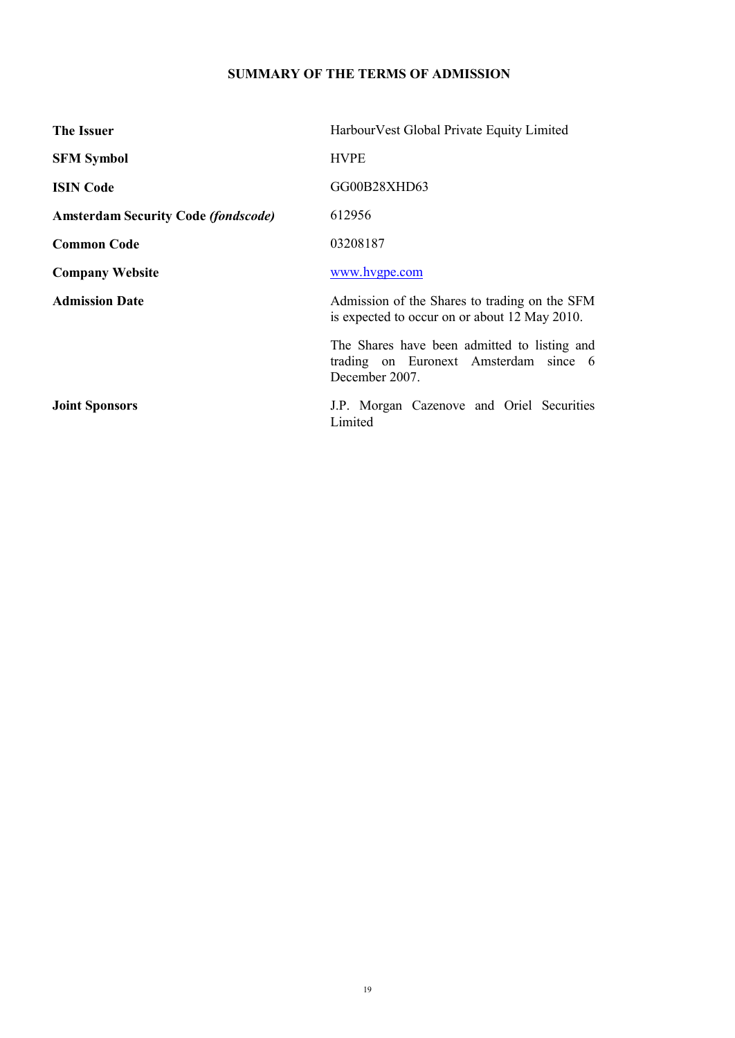# SUMMARY OF THE TERMS OF ADMISSION

| | |
|---|---|
| **The Issuer** | HarbourVest Global Private Equity Limited |
| **SFM Symbol** | HVPE |
| **ISIN Code** | GG00B28XHD63 |
| **Amsterdam Security Code *(fondscode)*** | 612956 |
| **Common Code** | 03208187 |
| **Company Website** | [www.hvgpe.com](http://www.hvgpe.com) |
| **Admission Date** | Admission of the Shares to trading on the SFM is expected to occur on or about 12 May 2010.<br><br>The Shares have been admitted to listing and trading on Euronext Amsterdam since 6 December 2007. |
| **Joint Sponsors** | J.P. Morgan Cazenove and Oriel Securities Limited |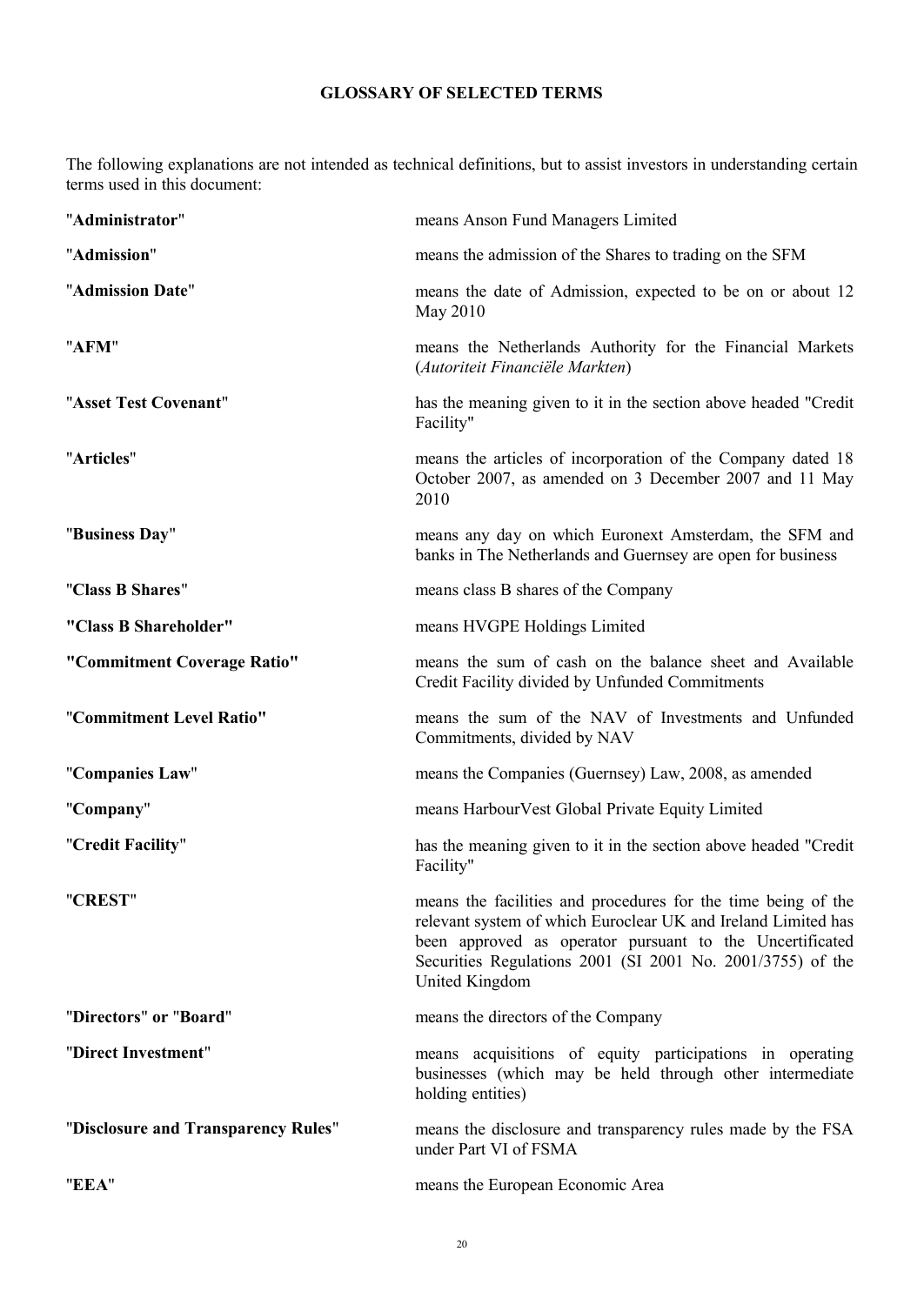## GLOSSARY OF SELECTED TERMS

The following explanations are not intended as technical definitions, but to assist investors in understanding certain terms used in this document:

| | |
|---|---|
| "**Administrator**" | means Anson Fund Managers Limited |
| "**Admission**" | means the admission of the Shares to trading on the SFM |
| "**Admission Date**" | means the date of Admission, expected to be on or about 12 May 2010 |
| "**AFM**" | means the Netherlands Authority for the Financial Markets (*Autoriteit Financiële Markten*) |
| "**Asset Test Covenant**" | has the meaning given to it in the section above headed "Credit Facility" |
| "**Articles**" | means the articles of incorporation of the Company dated 18 October 2007, as amended on 3 December 2007 and 11 May 2010 |
| "**Business Day**" | means any day on which Euronext Amsterdam, the SFM and banks in The Netherlands and Guernsey are open for business |
| "**Class B Shares**" | means class B shares of the Company |
| **"Class B Shareholder"** | means HVGPE Holdings Limited |
| **"Commitment Coverage Ratio"** | means the sum of cash on the balance sheet and Available Credit Facility divided by Unfunded Commitments |
| "**Commitment Level Ratio"** | means the sum of the NAV of Investments and Unfunded Commitments, divided by NAV |
| "**Companies Law**" | means the Companies (Guernsey) Law, 2008, as amended |
| "**Company**" | means HarbourVest Global Private Equity Limited |
| "**Credit Facility**" | has the meaning given to it in the section above headed "Credit Facility" |
| "**CREST**" | means the facilities and procedures for the time being of the relevant system of which Euroclear UK and Ireland Limited has been approved as operator pursuant to the Uncertificated Securities Regulations 2001 (SI 2001 No. 2001/3755) of the United Kingdom |
| "**Directors**" or "**Board**" | means the directors of the Company |
| "**Direct Investment**" | means acquisitions of equity participations in operating businesses (which may be held through other intermediate holding entities) |
| "**Disclosure and Transparency Rules**" | means the disclosure and transparency rules made by the FSA under Part VI of FSMA |
| "**EEA**" | means the European Economic Area |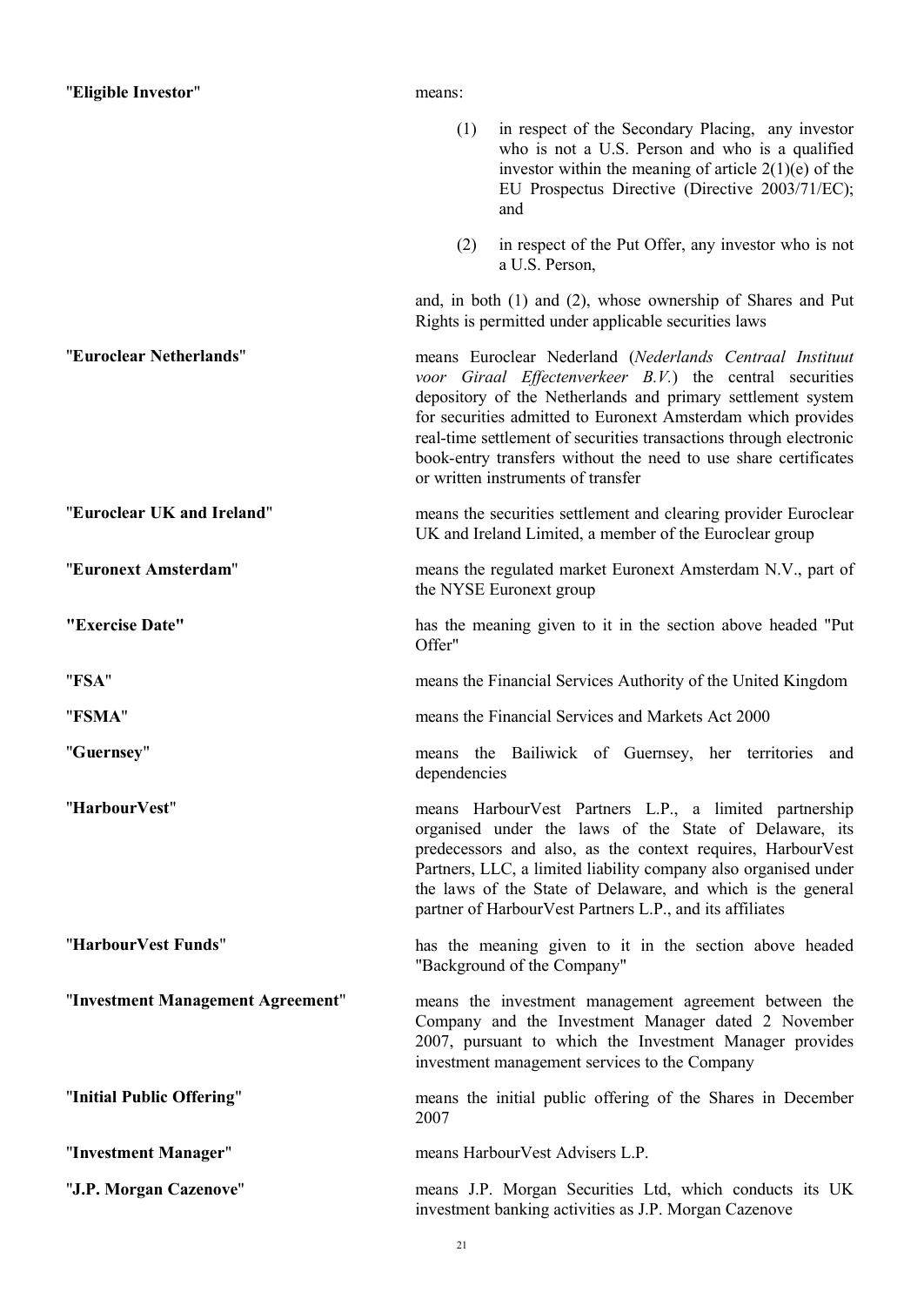**"Eligible Investor"** means:

(1) in respect of the Secondary Placing, any investor who is not a U.S. Person and who is a qualified investor within the meaning of article 2(1)(e) of the EU Prospectus Directive (Directive 2003/71/EC); and

(2) in respect of the Put Offer, any investor who is not a U.S. Person,

and, in both (1) and (2), whose ownership of Shares and Put Rights is permitted under applicable securities laws

**"Euroclear Netherlands"** means Euroclear Nederland (*Nederlands Centraal Instituut voor Giraal Effectenverkeer B.V.*) the central securities depository of the Netherlands and primary settlement system for securities admitted to Euronext Amsterdam which provides real-time settlement of securities transactions through electronic book-entry transfers without the need to use share certificates or written instruments of transfer

**"Euroclear UK and Ireland"** means the securities settlement and clearing provider Euroclear UK and Ireland Limited, a member of the Euroclear group

**"Euronext Amsterdam"** means the regulated market Euronext Amsterdam N.V., part of the NYSE Euronext group

**"Exercise Date"** has the meaning given to it in the section above headed "Put Offer"

**"FSA"** means the Financial Services Authority of the United Kingdom

**"FSMA"** means the Financial Services and Markets Act 2000

**"Guernsey"** means the Bailiwick of Guernsey, her territories and dependencies

**"HarbourVest"** means HarbourVest Partners L.P., a limited partnership organised under the laws of the State of Delaware, its predecessors and also, as the context requires, HarbourVest Partners, LLC, a limited liability company also organised under the laws of the State of Delaware, and which is the general partner of HarbourVest Partners L.P., and its affiliates

**"HarbourVest Funds"** has the meaning given to it in the section above headed "Background of the Company"

**"Investment Management Agreement"** means the investment management agreement between the Company and the Investment Manager dated 2 November 2007, pursuant to which the Investment Manager provides investment management services to the Company

**"Initial Public Offering"** means the initial public offering of the Shares in December 2007

**"Investment Manager"** means HarbourVest Advisers L.P.

**"J.P. Morgan Cazenove"** means J.P. Morgan Securities Ltd, which conducts its UK investment banking activities as J.P. Morgan Cazenove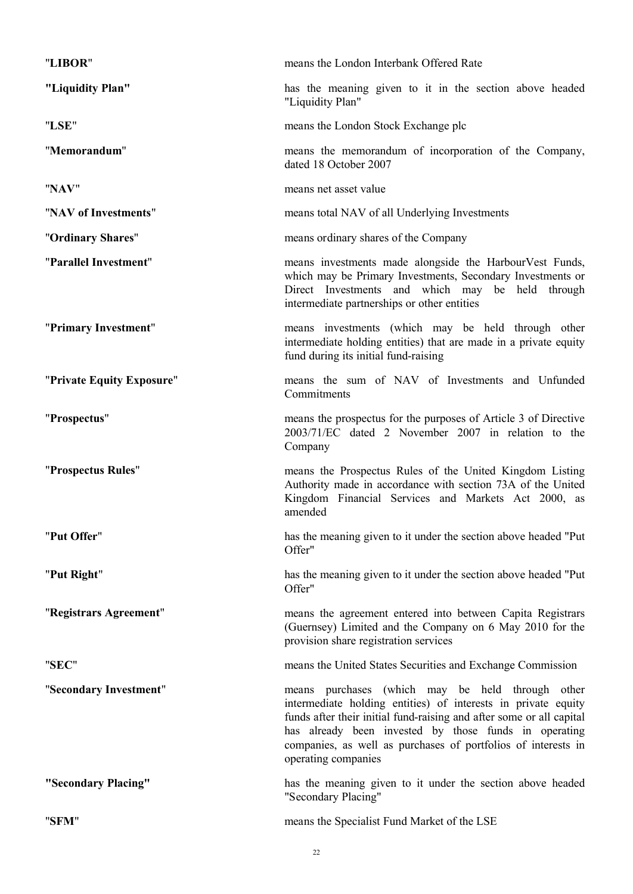| | |
|---|---|
| "**LIBOR**" | means the London Interbank Offered Rate |
| **"Liquidity Plan"** | has the meaning given to it in the section above headed "Liquidity Plan" |
| "**LSE**" | means the London Stock Exchange plc |
| "**Memorandum**" | means the memorandum of incorporation of the Company, dated 18 October 2007 |
| "**NAV**" | means net asset value |
| "**NAV of Investments**" | means total NAV of all Underlying Investments |
| "**Ordinary Shares**" | means ordinary shares of the Company |
| "**Parallel Investment**" | means investments made alongside the HarbourVest Funds, which may be Primary Investments, Secondary Investments or Direct Investments and which may be held through intermediate partnerships or other entities |
| "**Primary Investment**" | means investments (which may be held through other intermediate holding entities) that are made in a private equity fund during its initial fund-raising |
| "**Private Equity Exposure**" | means the sum of NAV of Investments and Unfunded Commitments |
| "**Prospectus**" | means the prospectus for the purposes of Article 3 of Directive 2003/71/EC dated 2 November 2007 in relation to the Company |
| "**Prospectus Rules**" | means the Prospectus Rules of the United Kingdom Listing Authority made in accordance with section 73A of the United Kingdom Financial Services and Markets Act 2000, as amended |
| "**Put Offer**" | has the meaning given to it under the section above headed "Put Offer" |
| "**Put Right**" | has the meaning given to it under the section above headed "Put Offer" |
| "**Registrars Agreement**" | means the agreement entered into between Capita Registrars (Guernsey) Limited and the Company on 6 May 2010 for the provision share registration services |
| "**SEC**" | means the United States Securities and Exchange Commission |
| "**Secondary Investment**" | means purchases (which may be held through other intermediate holding entities) of interests in private equity funds after their initial fund-raising and after some or all capital has already been invested by those funds in operating companies, as well as purchases of portfolios of interests in operating companies |
| **"Secondary Placing"** | has the meaning given to it under the section above headed "Secondary Placing" |
| "**SFM**" | means the Specialist Fund Market of the LSE |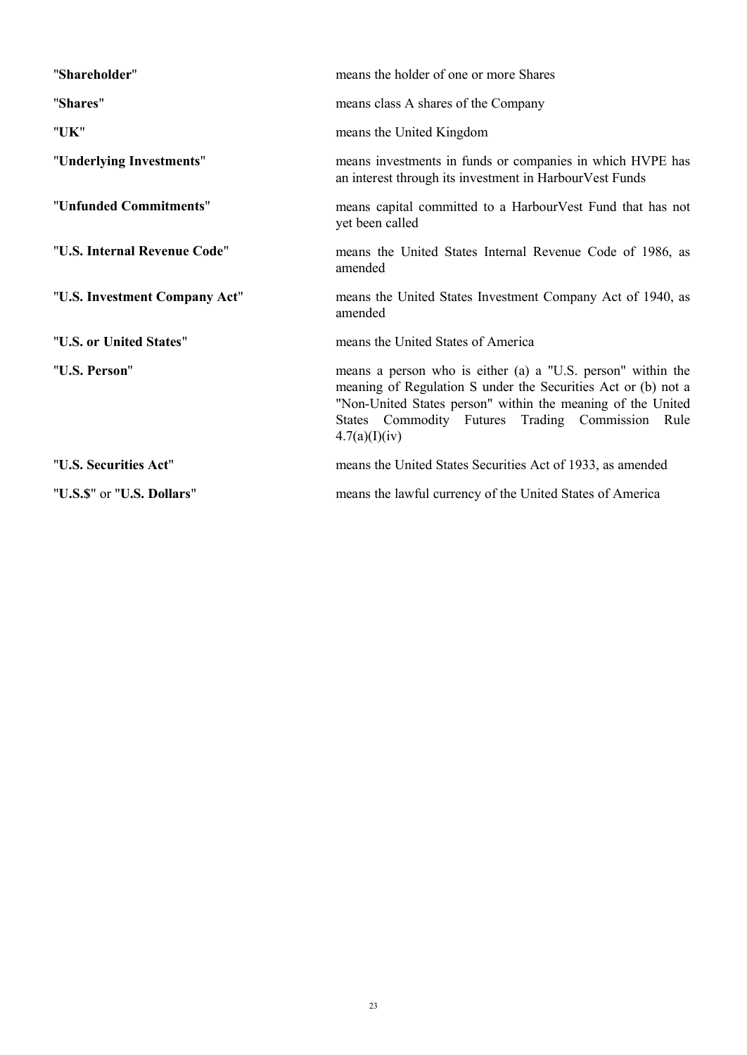| | |
|---|---|
| "**Shareholder**" | means the holder of one or more Shares |
| "**Shares**" | means class A shares of the Company |
| "**UK**" | means the United Kingdom |
| "**Underlying Investments**" | means investments in funds or companies in which HVPE has an interest through its investment in HarbourVest Funds |
| "**Unfunded Commitments**" | means capital committed to a HarbourVest Fund that has not yet been called |
| "**U.S. Internal Revenue Code**" | means the United States Internal Revenue Code of 1986, as amended |
| "**U.S. Investment Company Act**" | means the United States Investment Company Act of 1940, as amended |
| "**U.S. or United States**" | means the United States of America |
| "**U.S. Person**" | means a person who is either (a) a "U.S. person" within the meaning of Regulation S under the Securities Act or (b) not a "Non-United States person" within the meaning of the United States Commodity Futures Trading Commission Rule 4.7(a)(I)(iv) |
| "**U.S. Securities Act**" | means the United States Securities Act of 1933, as amended |
| "**U.S.$**" or "**U.S. Dollars**" | means the lawful currency of the United States of America |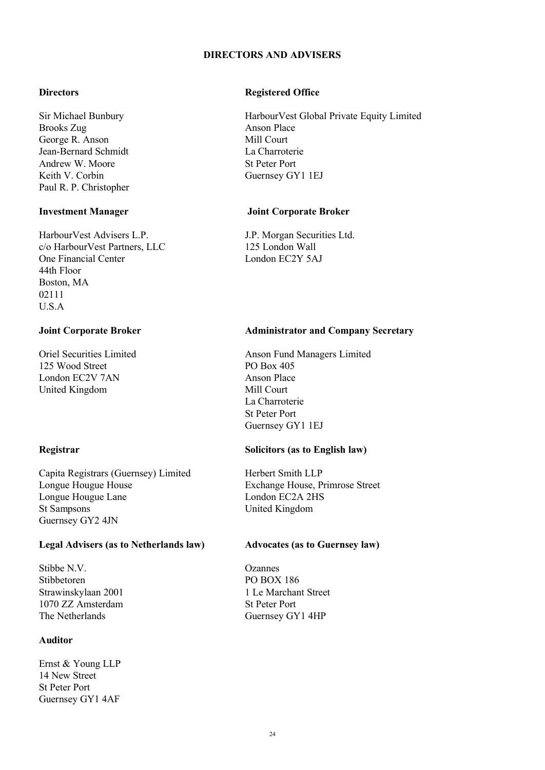## DIRECTORS AND ADVISERS

**Directors**

Sir Michael Bunbury
Brooks Zug
George R. Anson
Jean-Bernard Schmidt
Andrew W. Moore
Keith V. Corbin
Paul R. P. Christopher

**Registered Office**

HarbourVest Global Private Equity Limited
Anson Place
Mill Court
La Charroterie
St Peter Port
Guernsey GY1 1EJ

**Investment Manager**

HarbourVest Advisers L.P.
c/o HarbourVest Partners, LLC
One Financial Center
44th Floor
Boston, MA
02111
U.S.A

**Joint Corporate Broker**

J.P. Morgan Securities Ltd.
125 London Wall
London EC2Y 5AJ

**Joint Corporate Broker**

Oriel Securities Limited
125 Wood Street
London EC2V 7AN
United Kingdom

**Administrator and Company Secretary**

Anson Fund Managers Limited
PO Box 405
Anson Place
Mill Court
La Charroterie
St Peter Port
Guernsey GY1 1EJ

**Registrar**

Capita Registrars (Guernsey) Limited
Longue Hougue House
Longue Hougue Lane
St Sampsons
Guernsey GY2 4JN

**Solicitors (as to English law)**

Herbert Smith LLP
Exchange House, Primrose Street
London EC2A 2HS
United Kingdom

**Legal Advisers (as to Netherlands law)**

Stibbe N.V.
Stibbetoren
Strawinskylaan 2001
1070 ZZ Amsterdam
The Netherlands

**Advocates (as to Guernsey law)**

Ozannes
PO BOX 186
1 Le Marchant Street
St Peter Port
Guernsey GY1 4HP

**Auditor**

Ernst & Young LLP
14 New Street
St Peter Port
Guernsey GY1 4AF